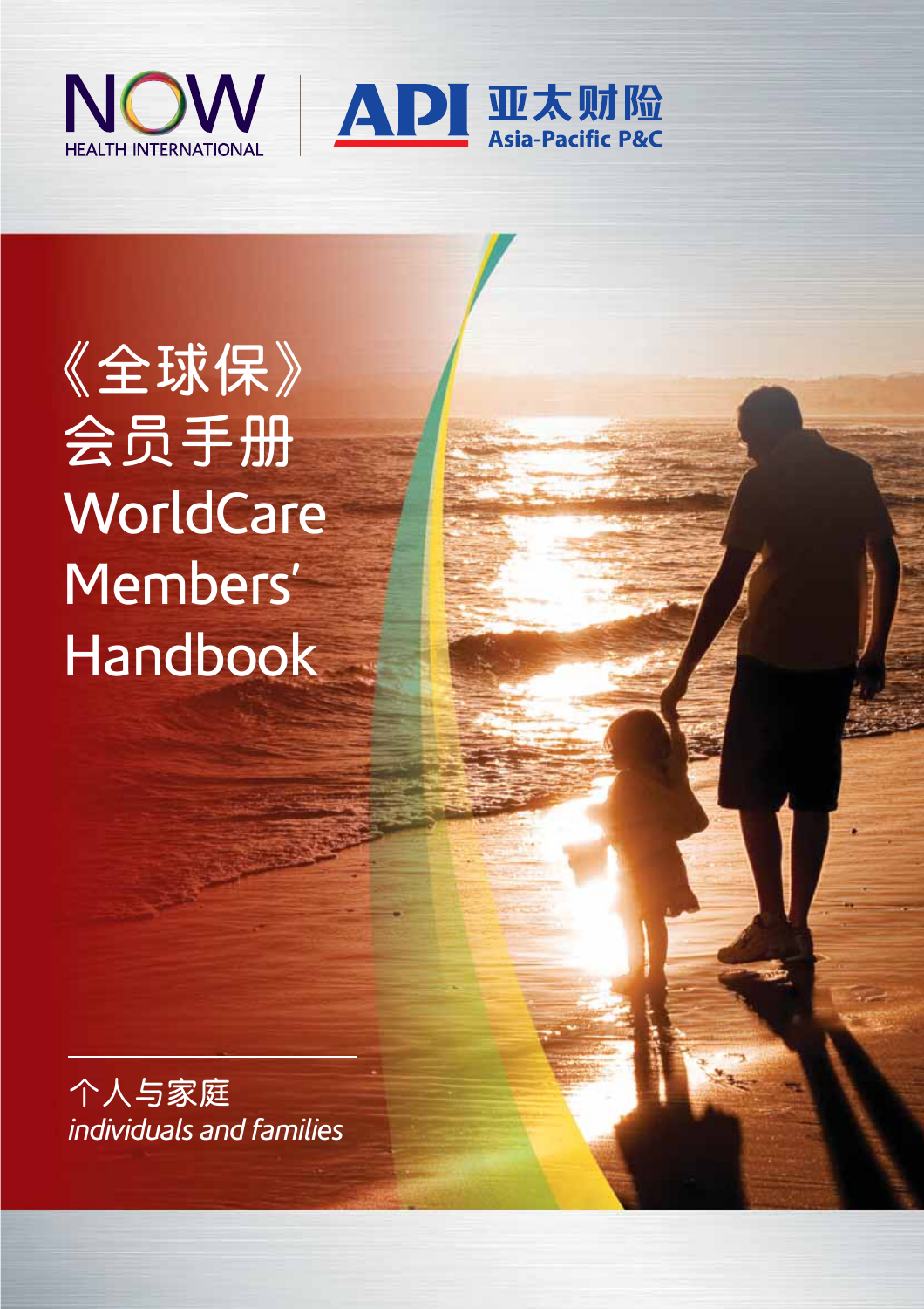NOW HEALTH INTERNATIONAL

API 亚太财险 Asia-Pacific P&C

# 《全球保》会员手册
# WorldCare Members' Handbook

个人与家庭

*individuals and families*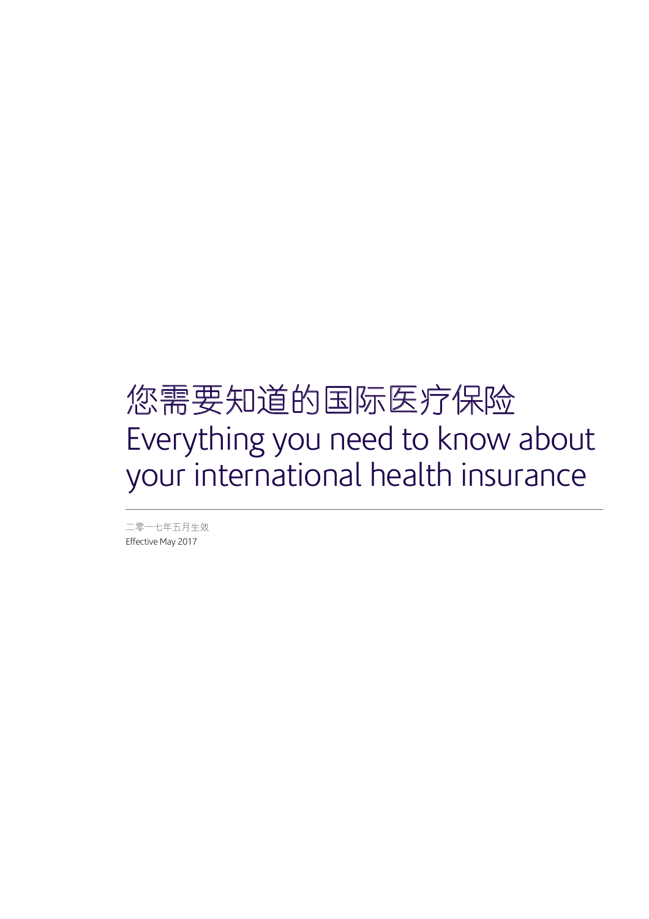# 您需要知道的国际医疗保险
# Everything you need to know about your international health insurance

二零一七年五月生效
Effective May 2017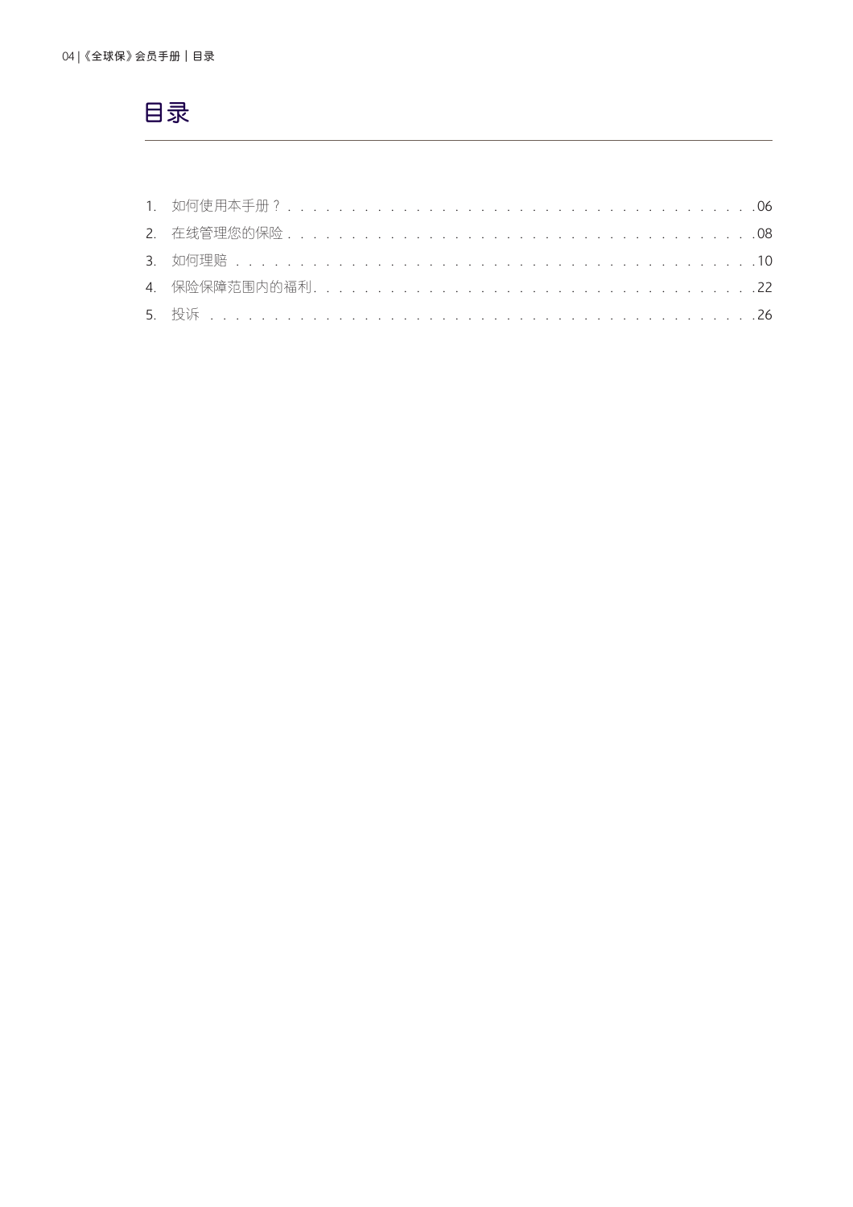# 目录

1. 如何使用本手册？ . . . . . . . . . . . . . . . . . . . . . . . . . . . . . . . . . . . .06
2. 在线管理您的保险 . . . . . . . . . . . . . . . . . . . . . . . . . . . . . . . . . . . .08
3. 如何理赔 . . . . . . . . . . . . . . . . . . . . . . . . . . . . . . . . . . . . . . . . .10
4. 保险保障范围内的福利 . . . . . . . . . . . . . . . . . . . . . . . . . . . . . . . . .22
5. 投诉 . . . . . . . . . . . . . . . . . . . . . . . . . . . . . . . . . . . . . . . . . . .26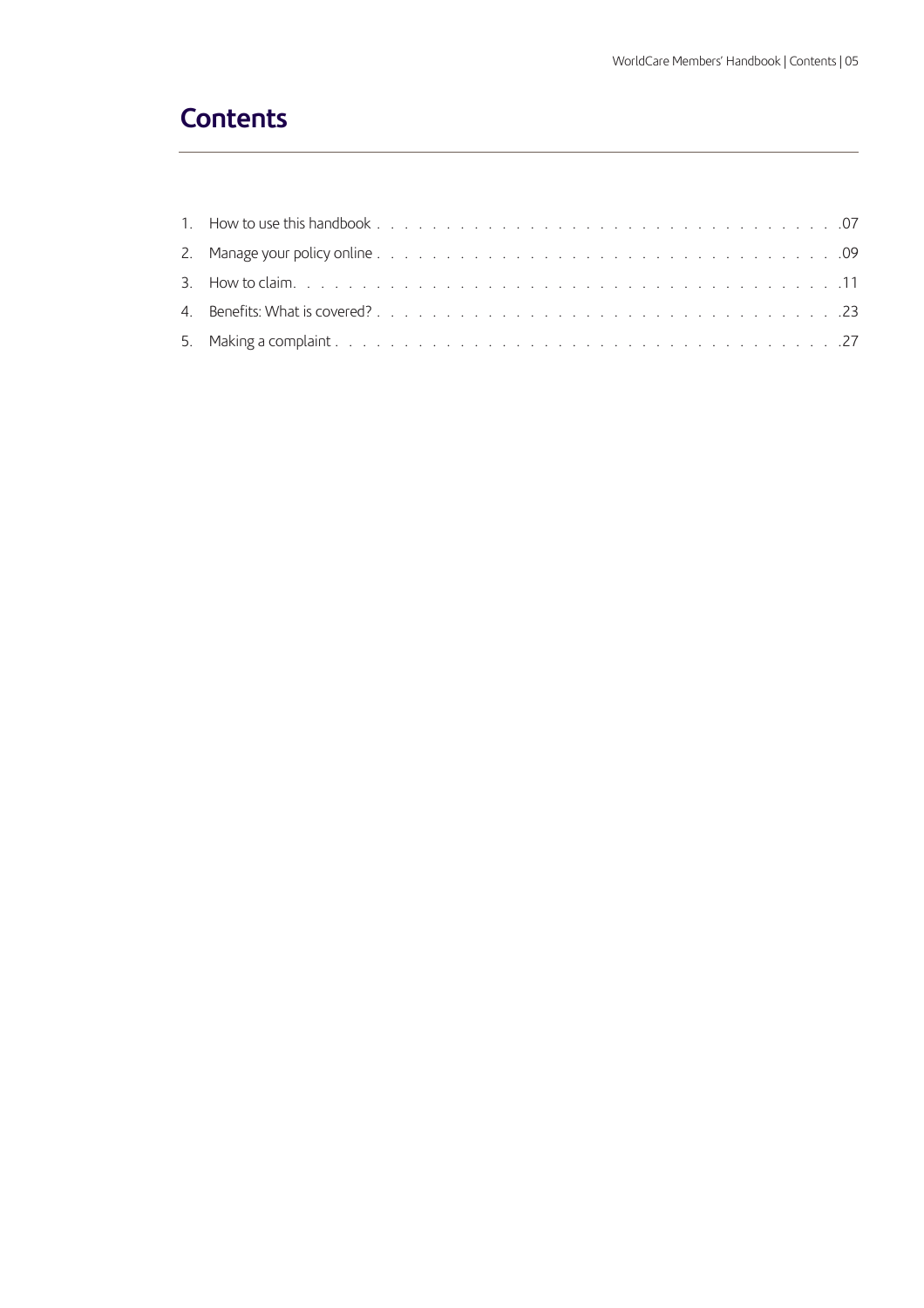# Contents

1. How to use this handbook . . . . . . . . . . . . . . . . . . . . . . . . . . . . . . . . . . .07
2. Manage your policy online . . . . . . . . . . . . . . . . . . . . . . . . . . . . . . . . . . .09
3. How to claim. . . . . . . . . . . . . . . . . . . . . . . . . . . . . . . . . . . . . . . .11
4. Benefits: What is covered? . . . . . . . . . . . . . . . . . . . . . . . . . . . . . . . . . .23
5. Making a complaint . . . . . . . . . . . . . . . . . . . . . . . . . . . . . . . . . . . . .27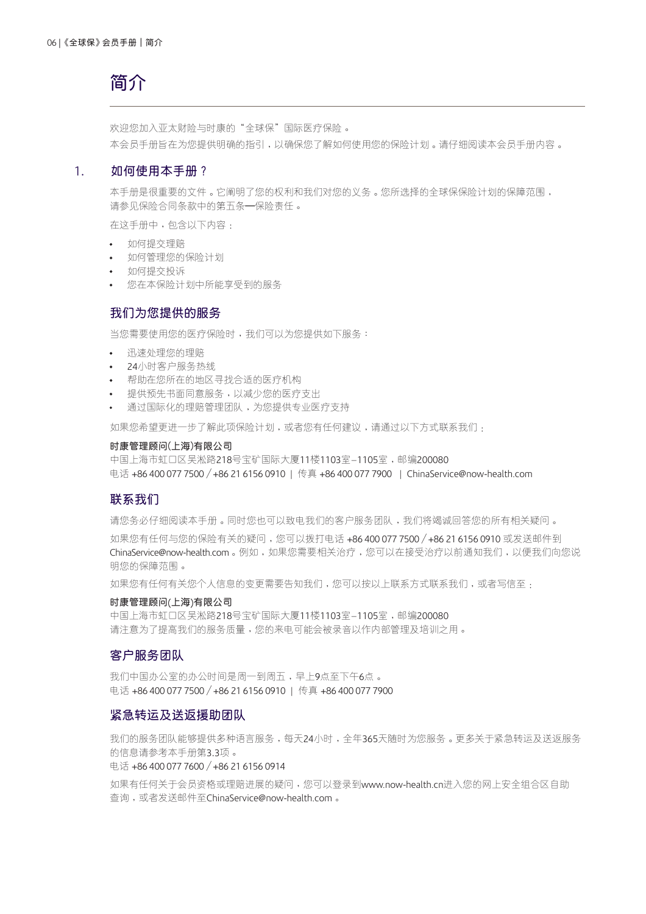# 简介

欢迎您加入亚太财险与时康的“全球保”国际医疗保险。

本会员手册旨在为您提供明确的指引，以确保您了解如何使用您的保险计划。请仔细阅读本会员手册内容。

## 1. 如何使用本手册？

本手册是很重要的文件。它阐明了您的权利和我们对您的义务。您所选择的全球保保险计划的保障范围，请参见保险合同条款中的第五条—保险责任。

在这手册中，包含以下内容：

- 如何提交理赔
- 如何管理您的保险计划
- 如何提交投诉
- 您在本保险计划中所能享受到的服务

### 我们为您提供的服务

当您需要使用您的医疗保险时，我们可以为您提供如下服务：

- 迅速处理您的理赔
- 24小时客户服务热线
- 帮助在您所在的地区寻找合适的医疗机构
- 提供预先书面同意服务，以减少您的医疗支出
- 通过国际化的理赔管理团队，为您提供专业医疗支持

如果您希望更进一步了解此项保险计划，或者您有任何建议，请通过以下方式联系我们：

**时康管理顾问(上海)有限公司**
中国上海市虹口区吴淞路218号宝矿国际大厦11楼1103室–1105室，邮编200080
电话 +86 400 077 7500 / +86 21 6156 0910 | 传真 +86 400 077 7900 | ChinaService@now-health.com

### 联系我们

请您务必仔细阅读本手册。同时您也可以致电我们的客户服务团队，我们将竭诚回答您的所有相关疑问。

如果您有任何与您的保险有关的疑问，您可以拨打电话 +86 400 077 7500 / +86 21 6156 0910 或发送邮件到 ChinaService@now-health.com。例如，如果您需要相关治疗，您可以在接受治疗以前通知我们，以便我们向您说明您的保障范围。

如果您有任何有关您个人信息的变更需要告知我们，您可以按以上联系方式联系我们，或者写信至：

**时康管理顾问(上海)有限公司**
中国上海市虹口区吴淞路218号宝矿国际大厦11楼1103室–1105室，邮编200080
请注意为了提高我们的服务质量，您的来电可能会被录音以作内部管理及培训之用。

### 客户服务团队

我们中国办公室的办公时间是周一到周五，早上9点至下午6点。
电话 +86 400 077 7500 / +86 21 6156 0910 | 传真 +86 400 077 7900

### 紧急转运及送返援助团队

我们的服务团队能够提供多种语言服务，每天24小时，全年365天随时为您服务。更多关于紧急转运及送返服务的信息请参考本手册第3.3项。
电话 +86 400 077 7600 / +86 21 6156 0914

如果有任何关于会员资格或理赔进展的疑问，您可以登录到www.now-health.cn进入您的网上安全组合区自助查询，或者发送邮件至ChinaService@now-health.com。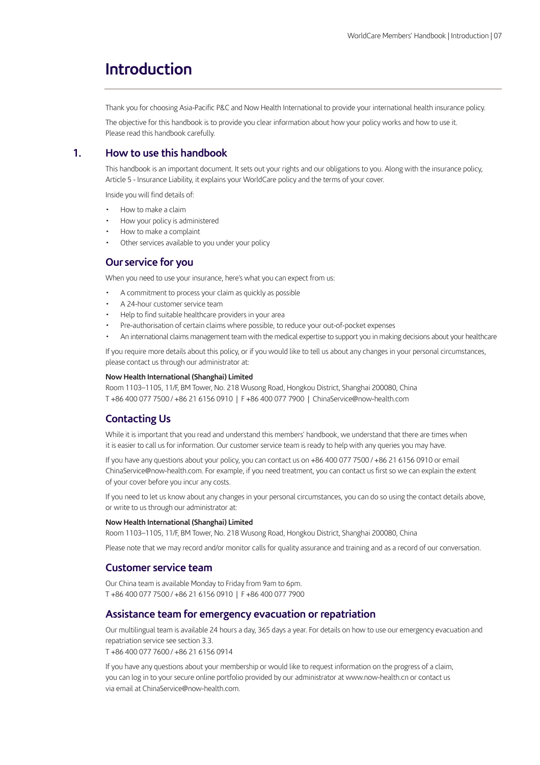# Introduction

Thank you for choosing Asia-Pacific P&C and Now Health International to provide your international health insurance policy.

The objective for this handbook is to provide you clear information about how your policy works and how to use it. Please read this handbook carefully.

## 1. How to use this handbook

This handbook is an important document. It sets out your rights and our obligations to you. Along with the insurance policy, Article 5 - Insurance Liability, it explains your WorldCare policy and the terms of your cover.

Inside you will find details of:

- How to make a claim
- How your policy is administered
- How to make a complaint
- Other services available to you under your policy

### Our service for you

When you need to use your insurance, here's what you can expect from us:

- A commitment to process your claim as quickly as possible
- A 24-hour customer service team
- Help to find suitable healthcare providers in your area
- Pre-authorisation of certain claims where possible, to reduce your out-of-pocket expenses
- An international claims management team with the medical expertise to support you in making decisions about your healthcare

If you require more details about this policy, or if you would like to tell us about any changes in your personal circumstances, please contact us through our administrator at:

**Now Health International (Shanghai) Limited**
Room 1103–1105, 11/F, BM Tower, No. 218 Wusong Road, Hongkou District, Shanghai 200080, China
T +86 400 077 7500 / +86 21 6156 0910 | F +86 400 077 7900 | ChinaService@now-health.com

### Contacting Us

While it is important that you read and understand this members' handbook, we understand that there are times when it is easier to call us for information. Our customer service team is ready to help with any queries you may have.

If you have any questions about your policy, you can contact us on +86 400 077 7500 / +86 21 6156 0910 or email ChinaService@now-health.com. For example, if you need treatment, you can contact us first so we can explain the extent of your cover before you incur any costs.

If you need to let us know about any changes in your personal circumstances, you can do so using the contact details above, or write to us through our administrator at:

**Now Health International (Shanghai) Limited**
Room 1103–1105, 11/F, BM Tower, No. 218 Wusong Road, Hongkou District, Shanghai 200080, China

Please note that we may record and/or monitor calls for quality assurance and training and as a record of our conversation.

### Customer service team

Our China team is available Monday to Friday from 9am to 6pm.
T +86 400 077 7500 / +86 21 6156 0910 | F +86 400 077 7900

### Assistance team for emergency evacuation or repatriation

Our multilingual team is available 24 hours a day, 365 days a year. For details on how to use our emergency evacuation and repatriation service see section 3.3.
T +86 400 077 7600 / +86 21 6156 0914

If you have any questions about your membership or would like to request information on the progress of a claim, you can log in to your secure online portfolio provided by our administrator at www.now-health.cn or contact us via email at ChinaService@now-health.com.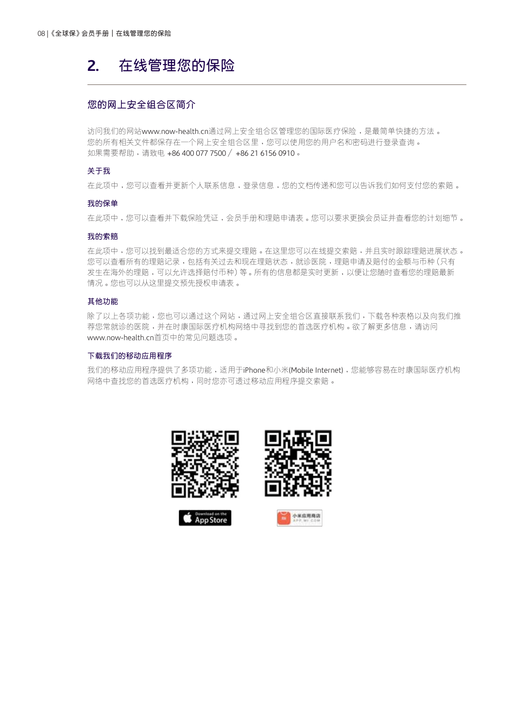## 2. 在线管理您的保险

### 您的网上安全组合区简介

访问我们的网站www.now-health.cn通过网上安全组合区管理您的国际医疗保险，是最简单快捷的方法。您的所有相关文件都保存在一个网上安全组合区里，您可以使用您的用户名和密码进行登录查询。如果需要帮助，请致电 +86 400 077 7500 / +86 21 6156 0910。

#### 关于我

在此项中，您可以查看并更新个人联系信息，登录信息，您的文档传递和您可以告诉我们如何支付您的索赔。

#### 我的保单

在此项中，您可以查看并下载保险凭证，会员手册和理赔申请表。您可以要求更换会员证并查看您的计划细节。

#### 我的索赔

在此项中，您可以找到最适合您的方式来提交理赔。在这里您可以在线提交索赔，并且实时跟踪理赔进展状态。您可以查看所有的理赔记录，包括有关过去和现在理赔状态，就诊医院，理赔申请及赔付的金额与币种（只有发生在海外的理赔，可以允许选择赔付币种）等。所有的信息都是实时更新，以便让您随时查看您的理赔最新情况。您也可以从这里提交预先授权申请表。

#### 其他功能

除了以上各项功能，您也可以通过这个网站，通过网上安全组合区直接联系我们，下载各种表格以及向我们推荐您常就诊的医院，并在时康国际医疗机构网络中寻找到您的首选医疗机构。欲了解更多信息，请访问www.now-health.cn首页中的常见问题选项。

#### 下载我们的移动应用程序

我们的移动应用程序提供了多项功能，适用于iPhone和小米(Mobile Internet)，您能够容易在时康国际医疗机构网络中查找您的首选医疗机构，同时您亦可透过移动应用程序提交索赔。

Download on the App Store

小米应用商店 APP.MI.COM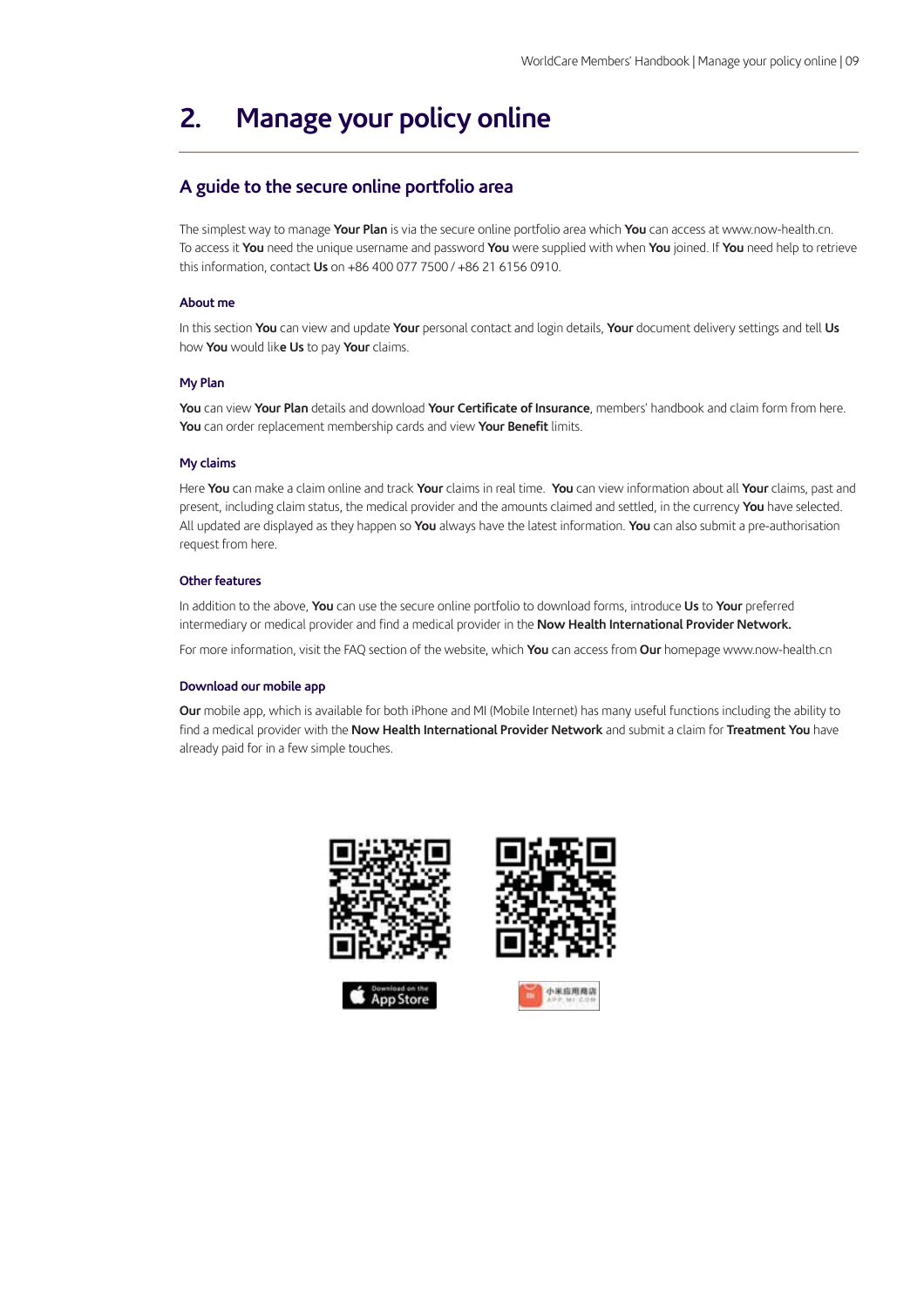# 2. Manage your policy online

## A guide to the secure online portfolio area

The simplest way to manage **Your Plan** is via the secure online portfolio area which **You** can access at www.now-health.cn. To access it **You** need the unique username and password **You** were supplied with when **You** joined. If **You** need help to retrieve this information, contact **Us** on +86 400 077 7500 / +86 21 6156 0910.

### About me

In this section **You** can view and update **Your** personal contact and login details, **Your** document delivery settings and tell **Us** how **You** would like **Us** to pay **Your** claims.

### My Plan

**You** can view **Your Plan** details and download **Your Certificate of Insurance**, members' handbook and claim form from here. **You** can order replacement membership cards and view **Your Benefit** limits.

### My claims

Here **You** can make a claim online and track **Your** claims in real time. **You** can view information about all **Your** claims, past and present, including claim status, the medical provider and the amounts claimed and settled, in the currency **You** have selected. All updated are displayed as they happen so **You** always have the latest information. **You** can also submit a pre-authorisation request from here.

### Other features

In addition to the above, **You** can use the secure online portfolio to download forms, introduce **Us** to **Your** preferred intermediary or medical provider and find a medical provider in the **Now Health International Provider Network.**

For more information, visit the FAQ section of the website, which **You** can access from **Our** homepage www.now-health.cn

### Download our mobile app

**Our** mobile app, which is available for both iPhone and MI (Mobile Internet) has many useful functions including the ability to find a medical provider with the **Now Health International Provider Network** and submit a claim for **Treatment You** have already paid for in a few simple touches.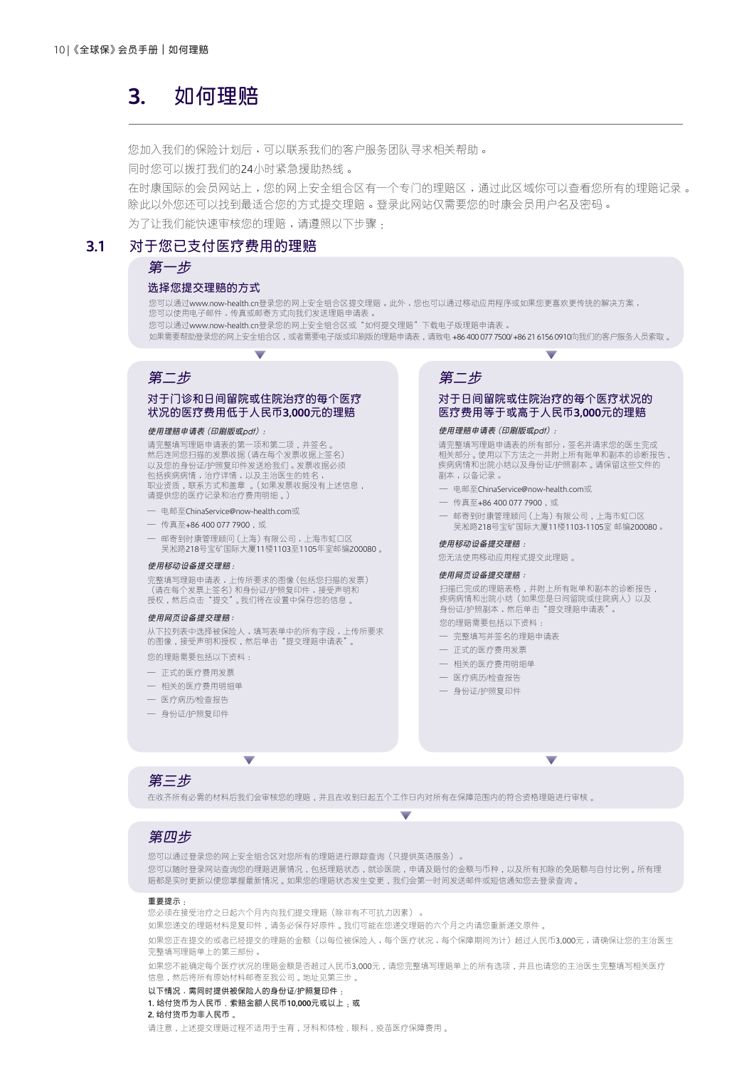# 3. 如何理赔

您加入我们的保险计划后，可以联系我们的客户服务团队寻求相关帮助。

同时您可以拨打我们的24小时紧急援助热线。

在时康国际的会员网站上，您的网上安全组合区有一个专门的理赔区，通过此区域你可以查看您所有的理赔记录。除此以外您还可以找到最适合您的方式提交理赔。登录此网站仅需要您的时康会员用户名及密码。

为了让我们能快速审核您的理赔，请遵照以下步骤：

## 3.1 对于您已支付医疗费用的理赔

### 第一步

**选择您提交理赔的方式**

您可以通过www.now-health.cn登录您的网上安全组合区提交理赔。此外，您也可以通过移动应用程序或如果您更喜欢更传统的解决方案，您可以使用电子邮件，传真或邮寄方式向我们发送理赔申请表。

您可以通过www.now-health.cn登录您的网上安全组合区或"如何提交理赔"下载电子版理赔申请表。

如果需要帮助登录您的网上安全组合区，或者需要电子版或印刷版的理赔申请表，请致电 +86 400 077 7500/ +86 21 6156 0910向我们的客户服务人员索取。

### 第二步

**对于门诊和日间留院或住院治疗的每个医疗状况的医疗费用低于人民币3,000元的理赔**

*使用理赔申请表（印刷版或pdf）：*

请完整填写理赔申请表的第一项和第二项，并签名。然后连同您扫描的发票收据（请在每个发票收据上签名）以及您的身份证/护照复印件发送给我们。发票收据必须包括疾病病情，治疗详情，以及主治医生的姓名，职业资质，联系方式和盖章。（如果发票收据没有上述信息，请提供您的医疗记录和治疗费用明细。）

- 电邮至ChinaService@now-health.com或
- 传真至+86 400 077 7900，或
- 邮寄到时康管理顾问（上海）有限公司，上海市虹口区吴淞路218号宝矿国际大厦11楼1103至1105室邮编200080。

*使用移动设备提交理赔：*

完整填写理赔申请表，上传所要求的图像（包括您扫描的发票）（请在每个发票上签名）和身份证/护照复印件，接受声明和授权，然后点击"提交"。我们将在设置中保存您的信息。

*使用网页设备提交理赔：*

从下拉列表中选择被保险人，填写表单中的所有字段，上传所要求的图像，接受声明和授权，然后单击"提交理赔申请表"。

您的理赔需要包括以下资料：

- 正式的医疗费用发票
- 相关的医疗费用明细单
- 医疗病历/检查报告
- 身份证/护照复印件

### 第二步

**对于日间留院或住院治疗的每个医疗状况的医疗费用等于或高于人民币3,000元的理赔**

*使用理赔申请表（印刷版或pdf）：*

请完整填写理赔申请表的所有部分，签名并请求您的医生完成相关部分。使用以下方法之一并附上所有账单和副本的诊断报告，疾病病情和出院小结以及身份证/护照副本。请保留这些文件的副本，以备记录。

- 电邮至ChinaService@now-health.com或
- 传真至+86 400 077 7900，或
- 邮寄到时康管理顾问（上海）有限公司，上海市虹口区吴淞路218号宝矿国际大厦11楼1103-1105室 邮编200080。

*使用移动设备提交理赔：*

您无法使用移动应用程式提交此理赔。

*使用网页设备提交理赔：*

扫描已完成的理赔表格，并附上所有账单和副本的诊断报告，疾病病情和出院小结（如果您是日间留院或住院病人）以及身份证/护照副本，然后单击"提交理赔申请表"。

您的理赔需要包括以下资料：

- 完整填写并签名的理赔申请表
- 正式的医疗费用发票
- 相关的医疗费用明细单
- 医疗病历/检查报告
- 身份证/护照复印件

### 第三步

在收齐所有必需的材料后我们会审核您的理赔，并且在收到日起五个工作日内对所有在保障范围内的符合资格理赔进行审核。

### 第四步

您可以通过登录您的网上安全组合区对您所有的理赔进行跟踪查询（只提供英语服务）。

您可以随时登录网站查询您的理赔进展情况，包括理赔状态，就诊医院，申请及赔付的金额与币种，以及所有扣除的免赔额与自付比例。所有理赔都是实时更新以便您掌握最新情况。如果您的理赔状态发生变更，我们会第一时间发送邮件或短信通知您去登录查询。

**重要提示：**

您必须在接受治疗之日起六个月内向我们提交理赔（除非有不可抗力因素）。

如果您递交的理赔材料是复印件，请务必保存好原件。我们可能在您递交理赔的六个月之内请您重新递交原件。

如果您正在提交的或者已经提交的理赔的金额（以每位被保险人，每个医疗状况，每个保障期间为计）超过人民币3,000元，请确保让您的主治医生完整填写理赔单上的第三部分。

如果您不能确定每个医疗状况的理赔金额是否超过人民币3,000元，请您完整填写理赔单上的所有选项，并且也请您的主治医生完整填写相关医疗信息，然后将所有原始材料邮寄至我公司。地址见第三步。

**以下情况，需同时提供被保险人的身份证/护照复印件：**

**1. 给付货币为人民币，索赔金额人民币10,000元或以上；或**

**2. 给付货币为非人民币。**

请注意，上述提交理赔过程不适用于生育，牙科和体检、眼科、疫苗医疗保障费用。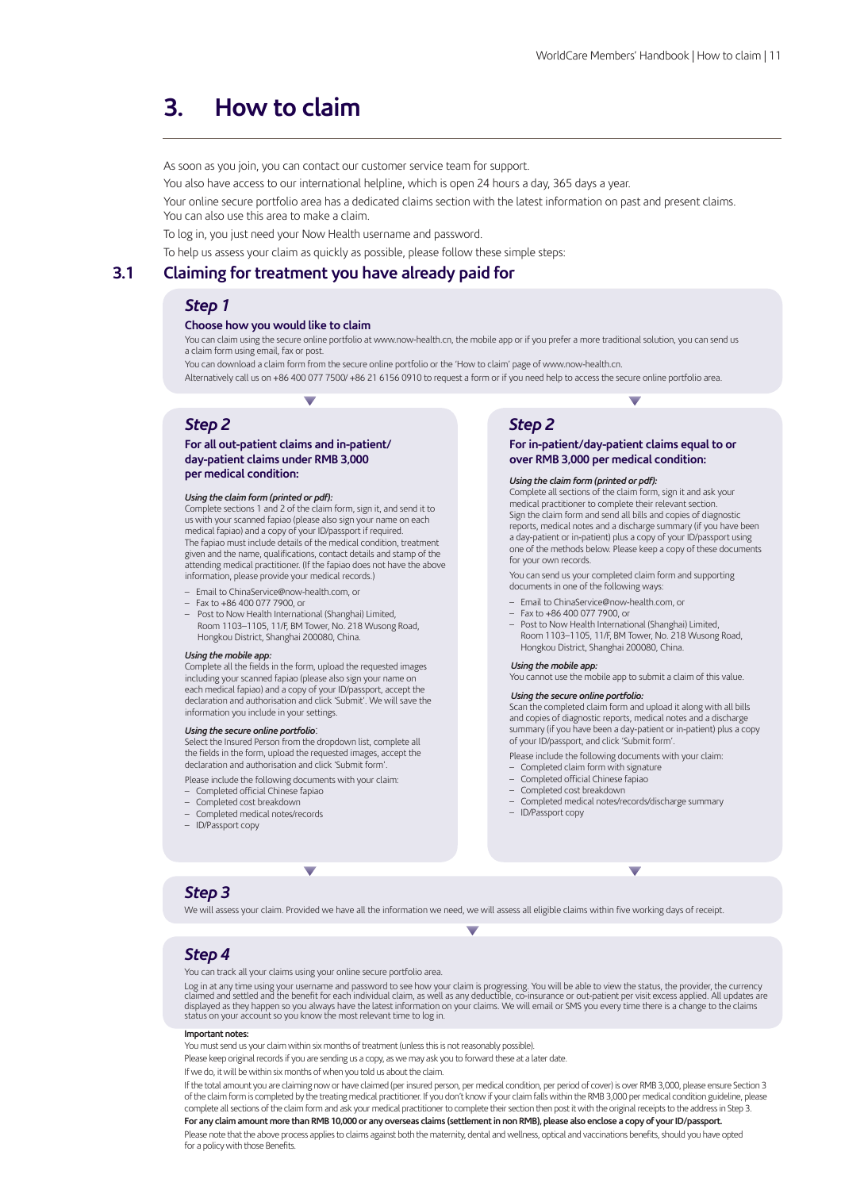# 3. How to claim

As soon as you join, you can contact our customer service team for support.

You also have access to our international helpline, which is open 24 hours a day, 365 days a year.

Your online secure portfolio area has a dedicated claims section with the latest information on past and present claims. You can also use this area to make a claim.

To log in, you just need your Now Health username and password.

To help us assess your claim as quickly as possible, please follow these simple steps:

## 3.1 Claiming for treatment you have already paid for

### *Step 1*

**Choose how you would like to claim**

You can claim using the secure online portfolio at www.now-health.cn, the mobile app or if you prefer a more traditional solution, you can send us a claim form using email, fax or post.

You can download a claim form from the secure online portfolio or the 'How to claim' page of www.now-health.cn.

Alternatively call us on +86 400 077 7500/ +86 21 6156 0910 to request a form or if you need help to access the secure online portfolio area.

### *Step 2*

**For all out-patient claims and in-patient/ day-patient claims under RMB 3,000 per medical condition:**

***Using the claim form (printed or pdf):***

Complete sections 1 and 2 of the claim form, sign it, and send it to us with your scanned fapiao (please also sign your name on each medical fapiao) and a copy of your ID/passport if required. The fapiao must include details of the medical condition, treatment given and the name, qualifications, contact details and stamp of the attending medical practitioner. (If the fapiao does not have the above information, please provide your medical records.)

- Email to ChinaService@now-health.com, or
- Fax to +86 400 077 7900, or
- Post to Now Health International (Shanghai) Limited, Room 1103–1105, 11/F, BM Tower, No. 218 Wusong Road, Hongkou District, Shanghai 200080, China.

***Using the mobile app:***

Complete all the fields in the form, upload the requested images including your scanned fapiao (please also sign your name on each medical fapiao) and a copy of your ID/passport, accept the declaration and authorisation and click 'Submit'. We will save the information you include in your settings.

***Using the secure online portfolio*:**

Select the Insured Person from the dropdown list, complete all the fields in the form, upload the requested images, accept the declaration and authorisation and click 'Submit form'.

Please include the following documents with your claim:

- Completed official Chinese fapiao
- Completed cost breakdown
- Completed medical notes/records
- ID/Passport copy

### *Step 2*

**For in-patient/day-patient claims equal to or over RMB 3,000 per medical condition:**

***Using the claim form (printed or pdf):***

Complete all sections of the claim form, sign it and ask your medical practitioner to complete their relevant section. Sign the claim form and send all bills and copies of diagnostic reports, medical notes and a discharge summary (if you have been a day-patient or in-patient) plus a copy of your ID/passport using one of the methods below. Please keep a copy of these documents for your own records.

You can send us your completed claim form and supporting documents in one of the following ways:

- Email to ChinaService@now-health.com, or
- Fax to +86 400 077 7900, or
- Post to Now Health International (Shanghai) Limited, Room 1103–1105, 11/F, BM Tower, No. 218 Wusong Road, Hongkou District, Shanghai 200080, China.

***Using the mobile app:***

You cannot use the mobile app to submit a claim of this value.

***Using the secure online portfolio:***

Scan the completed claim form and upload it along with all bills and copies of diagnostic reports, medical notes and a discharge summary (if you have been a day-patient or in-patient) plus a copy of your ID/passport, and click 'Submit form'.

Please include the following documents with your claim:

- Completed claim form with signature
- Completed official Chinese fapiao
- Completed cost breakdown
- Completed medical notes/records/discharge summary
- ID/Passport copy

### *Step 3*

We will assess your claim. Provided we have all the information we need, we will assess all eligible claims within five working days of receipt.

### *Step 4*

You can track all your claims using your online secure portfolio area.

Log in at any time using your username and password to see how your claim is progressing. You will be able to view the status, the provider, the currency claimed and settled and the benefit for each individual claim, as well as any deductible, co-insurance or out-patient per visit excess applied. All updates are displayed as they happen so you always have the latest information on your claims. We will email or SMS you every time there is a change to the claims status on your account so you know the most relevant time to log in.

**Important notes:**

You must send us your claim within six months of treatment (unless this is not reasonably possible).

Please keep original records if you are sending us a copy, as we may ask you to forward these at a later date.

If we do, it will be within six months of when you told us about the claim.

If the total amount you are claiming now or have claimed (per insured person, per medical condition, per period of cover) is over RMB 3,000, please ensure Section 3 of the claim form is completed by the treating medical practitioner. If you don't know if your claim falls within the RMB 3,000 per medical condition guideline, please complete all sections of the claim form and ask your medical practitioner to complete their section then post it with the original receipts to the address in Step 3.

**For any claim amount more than RMB 10,000 or any overseas claims (settlement in non RMB), please also enclose a copy of your ID/passport.**

Please note that the above process applies to claims against both the maternity, dental and wellness, optical and vaccinations benefits, should you have opted for a policy with those Benefits.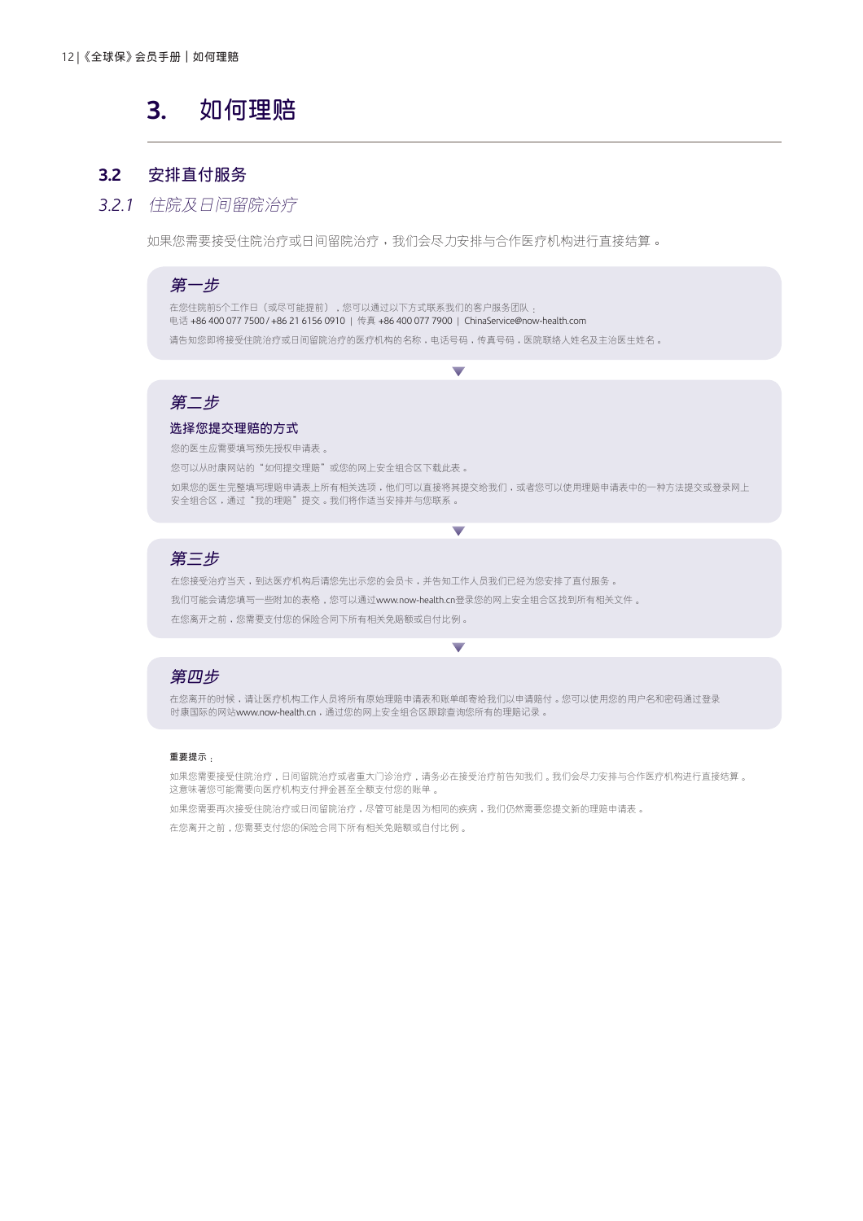# 3. 如何理赔

## 3.2 安排直付服务

### *3.2.1 住院及日间留院治疗*

如果您需要接受住院治疗或日间留院治疗，我们会尽力安排与合作医疗机构进行直接结算。

#### *第一步*

在您住院前5个工作日（或尽可能提前），您可以通过以下方式联系我们的客户服务团队：
电话 +86 400 077 7500 / +86 21 6156 0910 | 传真 +86 400 077 7900 | ChinaService@now-health.com

请告知您即将接受住院治疗或日间留院治疗的医疗机构的名称，电话号码，传真号码，医院联络人姓名及主治医生姓名。

#### *第二步*

**选择您提交理赔的方式**

您的医生应需要填写预先授权申请表。

您可以从时康网站的"如何提交理赔"或您的网上安全组合区下载此表。

如果您的医生完整填写理赔申请表上所有相关选项，他们可以直接将其提交给我们，或者您可以使用理赔申请表中的一种方法提交或登录网上安全组合区，通过"我的理赔"提交。我们将作适当安排并与您联系。

#### *第三步*

在您接受治疗当天，到达医疗机构后请您先出示您的会员卡，并告知工作人员我们已经为您安排了直付服务。

我们可能会请您填写一些附加的表格，您可以通过www.now-health.cn登录您的网上安全组合区找到所有相关文件。

在您离开之前，您需要支付您的保险合同下所有相关免赔额或自付比例。

#### *第四步*

在您离开的时候，请让医疗机构工作人员将所有原始理赔申请表和账单邮寄给我们以申请赔付。您可以使用您的用户名和密码通过登录时康国际的网站www.now-health.cn，通过您的网上安全组合区跟踪查询您所有的理赔记录。

**重要提示：**

如果您需要接受住院治疗，日间留院治疗或者重大门诊治疗，请务必在接受治疗前告知我们。我们会尽力安排与合作医疗机构进行直接结算。这意味著您可能需要向医疗机构支付押金甚至全额支付您的账单。

如果您需要再次接受住院治疗或日间留院治疗，尽管可能是因为相同的疾病，我们仍然需要您提交新的理赔申请表。

在您离开之前，您需要支付您的保险合同下所有相关免赔额或自付比例。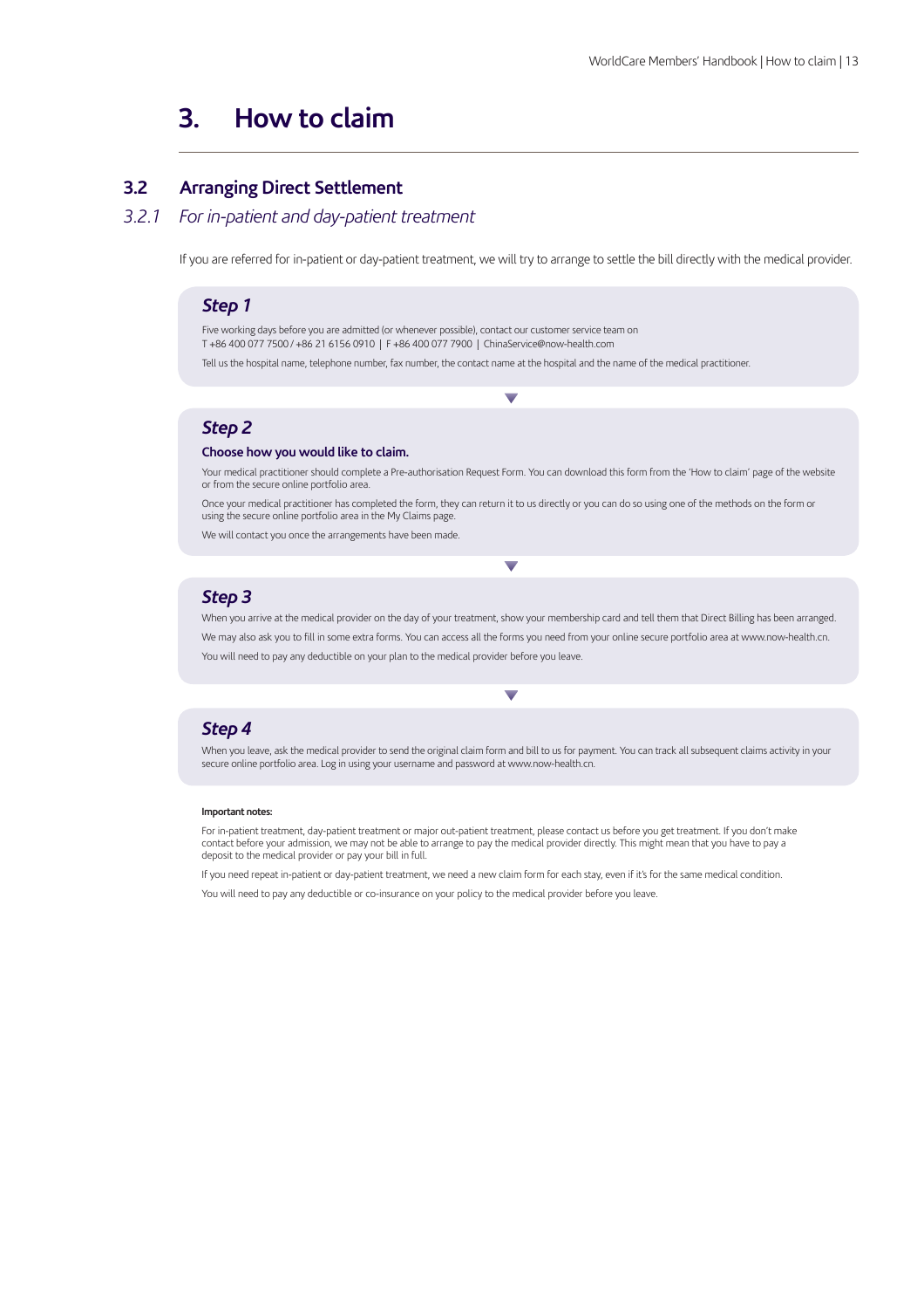# 3. How to claim

## 3.2 Arranging Direct Settlement

### *3.2.1 For in-patient and day-patient treatment*

If you are referred for in-patient or day-patient treatment, we will try to arrange to settle the bill directly with the medical provider.

#### *Step 1*

Five working days before you are admitted (or whenever possible), contact our customer service team on
T +86 400 077 7500 / +86 21 6156 0910 | F +86 400 077 7900 | ChinaService@now-health.com

Tell us the hospital name, telephone number, fax number, the contact name at the hospital and the name of the medical practitioner.

#### *Step 2*

**Choose how you would like to claim.**

Your medical practitioner should complete a Pre-authorisation Request Form. You can download this form from the 'How to claim' page of the website or from the secure online portfolio area.

Once your medical practitioner has completed the form, they can return it to us directly or you can do so using one of the methods on the form or using the secure online portfolio area in the My Claims page.

We will contact you once the arrangements have been made.

#### *Step 3*

When you arrive at the medical provider on the day of your treatment, show your membership card and tell them that Direct Billing has been arranged.

We may also ask you to fill in some extra forms. You can access all the forms you need from your online secure portfolio area at www.now-health.cn.

You will need to pay any deductible on your plan to the medical provider before you leave.

#### *Step 4*

When you leave, ask the medical provider to send the original claim form and bill to us for payment. You can track all subsequent claims activity in your secure online portfolio area. Log in using your username and password at www.now-health.cn.

**Important notes:**

For in-patient treatment, day-patient treatment or major out-patient treatment, please contact us before you get treatment. If you don't make contact before your admission, we may not be able to arrange to pay the medical provider directly. This might mean that you have to pay a deposit to the medical provider or pay your bill in full.

If you need repeat in-patient or day-patient treatment, we need a new claim form for each stay, even if it's for the same medical condition.

You will need to pay any deductible or co-insurance on your policy to the medical provider before you leave.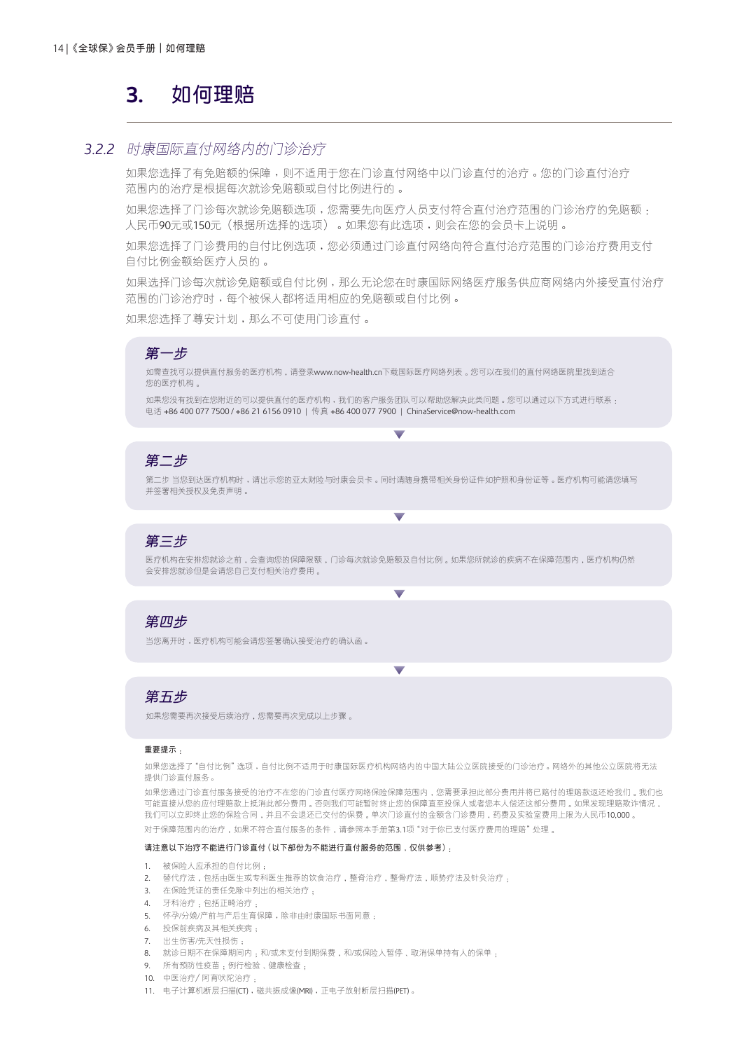# 3. 如何理赔

### *3.2.2 时康国际直付网络内的门诊治疗*

如果您选择了有免赔额的保障，则不适用于您在门诊直付网络中以门诊直付的治疗。您的门诊直付治疗范围内的治疗是根据每次就诊免赔额或自付比例进行的。

如果您选择了门诊每次就诊免赔额选项，您需要先向医疗人员支付符合直付治疗范围的门诊治疗的免赔额：人民币90元或150元（根据所选择的选项）。如果您有此选项，则会在您的会员卡上说明。

如果您选择了门诊费用的自付比例选项，您必须通过门诊直付网络向符合直付治疗范围的门诊治疗费用支付自付比例金额给医疗人员的。

如果选择门诊每次就诊免赔额或自付比例，那么无论您在时康国际网络医疗服务供应商网络内外接受直付治疗范围的门诊治疗时，每个被保人都将适用相应的免赔额或自付比例。

如果您选择了尊安计划，那么不可使用门诊直付。

***第一步***

如需查找可以提供直付服务的医疗机构，请登录www.now-health.cn下载国际医疗网络列表。您可以在我们的直付网络医院里找到适合您的医疗机构。

如果您没有找到在您附近的可以提供直付的医疗机构，我们的客户服务团队可以帮助您解决此类问题。您可以通过以下方式进行联系：
电话 +86 400 077 7500 / +86 21 6156 0910 | 传真 +86 400 077 7900 | ChinaService@now-health.com

***第二步***

第二步 当您到达医疗机构时，请出示您的亚太财险与时康会员卡。同时请随身携带相关身份证件如护照和身份证等。医疗机构可能请您填写并签署相关授权及免责声明。

***第三步***

医疗机构在安排您就诊之前，会查询您的保障限额，门诊每次就诊免赔额及自付比例。如果您所就诊的疾病不在保障范围内，医疗机构仍然会安排您就诊但是会请您自己支付相关治疗费用。

***第四步***

当您离开时，医疗机构可能会请您签署确认接受治疗的确认函。

***第五步***

如果您需要再次接受后续治疗，您需要再次完成以上步骤。

**重要提示：**

如果您选择了"自付比例"选项，自付比例不适用于时康国际医疗机构网络内的中国大陆公立医院接受的门诊治疗。网络外的其他公立医院将无法提供门诊直付服务。

如果您通过门诊直付服务接受的治疗不在您的门诊直付医疗网络保险保障范围内，您需要承担此部分费用并将已赔付的理赔款返还给我们。我们也可能直接从您的应付理赔款上抵消此部分费用。否则我们可能暂时终止您的保障直至投保人或者您本人偿还这部分费用。如果发现理赔欺诈情况，我们可以立即终止您的保险合同，并且不会退还已交付的保费。单次门诊直付的金额含门诊费用，药费及实验室费用上限为人民币10,000。

对于保障范围内的治疗，如果不符合直付服务的条件，请参照本手册第3.1项"对于你已支付医疗费用的理赔"处理。

**请注意以下治疗不能进行门诊直付（以下部份为不能进行直付服务的范围，仅供参考）：**

1. 被保险人应承担的自付比例；
2. 替代疗法，包括由医生或专科医生推荐的饮食治疗，整脊治疗，整骨疗法，顺势疗法及针灸治疗；
3. 在保险凭证的责任免除中列出的相关治疗；
4. 牙科治疗，包括正畸治疗；
5. 怀孕/分娩/产前与产后生育保障，除非由时康国际书面同意；
6. 投保前疾病及其相关疾病；
7. 出生伤害/先天性损伤；
8. 就诊日期不在保障期间内；和/或未支付到期保费，和/或保险人暂停、取消保单持有人的保单；
9. 所有预防性疫苗；例行检验、健康检查；
10. 中医治疗/ 阿育吠陀治疗；
11. 电子计算机断层扫描(CT)，磁共振成像(MRI)，正电子放射断层扫描(PET)。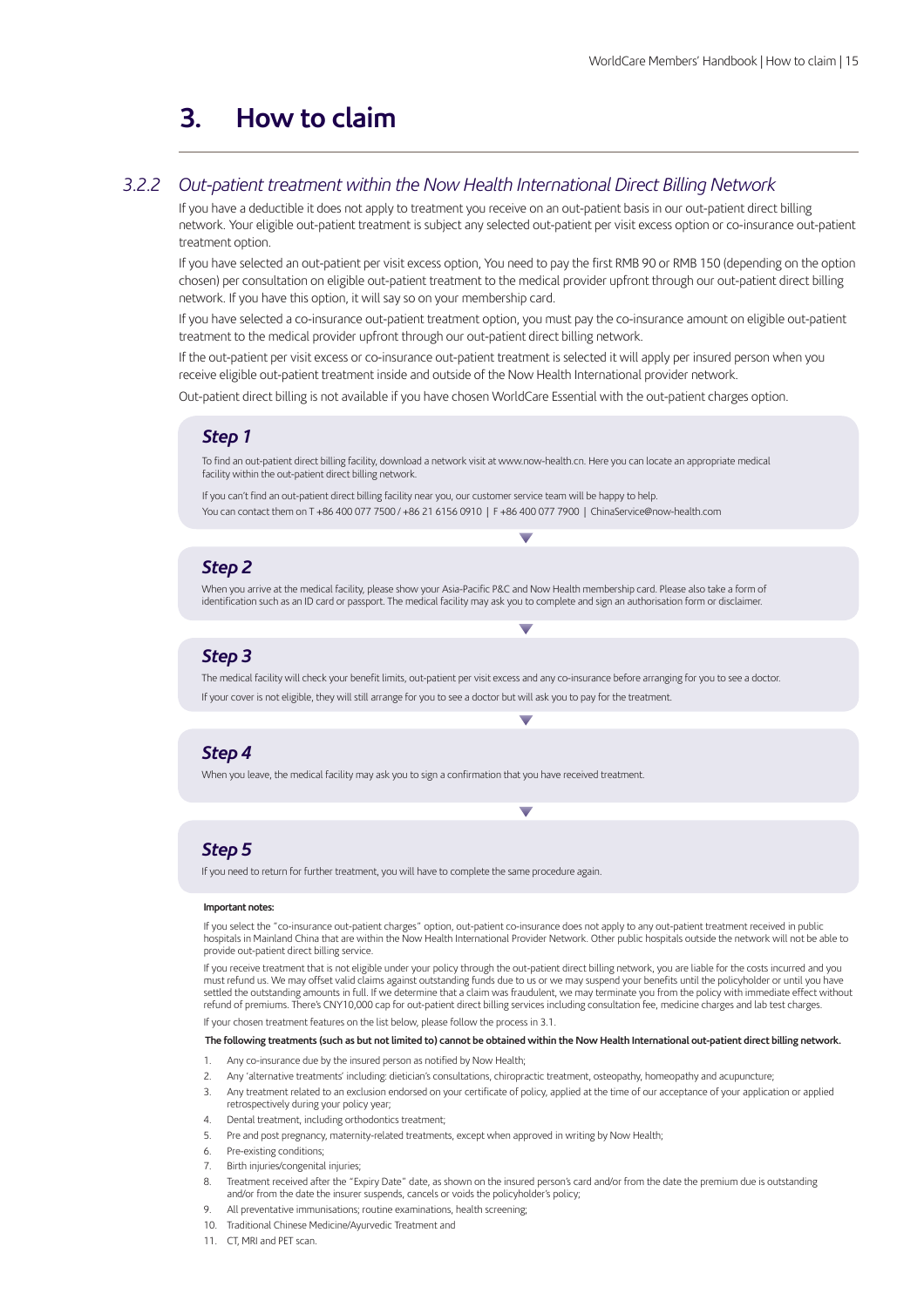# 3. How to claim

### 3.2.2 *Out-patient treatment within the Now Health International Direct Billing Network*

If you have a deductible it does not apply to treatment you receive on an out-patient basis in our out-patient direct billing network. Your eligible out-patient treatment is subject any selected out-patient per visit excess option or co-insurance out-patient treatment option.

If you have selected an out-patient per visit excess option, You need to pay the first RMB 90 or RMB 150 (depending on the option chosen) per consultation on eligible out-patient treatment to the medical provider upfront through our out-patient direct billing network. If you have this option, it will say so on your membership card.

If you have selected a co-insurance out-patient treatment option, you must pay the co-insurance amount on eligible out-patient treatment to the medical provider upfront through our out-patient direct billing network.

If the out-patient per visit excess or co-insurance out-patient treatment is selected it will apply per insured person when you receive eligible out-patient treatment inside and outside of the Now Health International provider network.

Out-patient direct billing is not available if you have chosen WorldCare Essential with the out-patient charges option.

#### *Step 1*

To find an out-patient direct billing facility, download a network visit at www.now-health.cn. Here you can locate an appropriate medical facility within the out-patient direct billing network.

If you can't find an out-patient direct billing facility near you, our customer service team will be happy to help. You can contact them on T +86 400 077 7500 / +86 21 6156 0910 | F +86 400 077 7900 | ChinaService@now-health.com

#### *Step 2*

When you arrive at the medical facility, please show your Asia-Pacific P&C and Now Health membership card. Please also take a form of identification such as an ID card or passport. The medical facility may ask you to complete and sign an authorisation form or disclaimer.

#### *Step 3*

The medical facility will check your benefit limits, out-patient per visit excess and any co-insurance before arranging for you to see a doctor.

If your cover is not eligible, they will still arrange for you to see a doctor but will ask you to pay for the treatment.

#### *Step 4*

When you leave, the medical facility may ask you to sign a confirmation that you have received treatment.

#### *Step 5*

If you need to return for further treatment, you will have to complete the same procedure again.

**Important notes:**

If you select the "co-insurance out-patient charges" option, out-patient co-insurance does not apply to any out-patient treatment received in public hospitals in Mainland China that are within the Now Health International Provider Network. Other public hospitals outside the network will not be able to provide out-patient direct billing service.

If you receive treatment that is not eligible under your policy through the out-patient direct billing network, you are liable for the costs incurred and you must refund us. We may offset valid claims against outstanding funds due to us or we may suspend your benefits until the policyholder or until you have settled the outstanding amounts in full. If we determine that a claim was fraudulent, we may terminate you from the policy with immediate effect without refund of premiums. There's CNY10,000 cap for out-patient direct billing services including consultation fee, medicine charges and lab test charges.

If your chosen treatment features on the list below, please follow the process in 3.1.

**The following treatments (such as but not limited to) cannot be obtained within the Now Health International out-patient direct billing network.**

1. Any co-insurance due by the insured person as notified by Now Health;
2. Any 'alternative treatments' including: dietician's consultations, chiropractic treatment, osteopathy, homeopathy and acupuncture;
3. Any treatment related to an exclusion endorsed on your certificate of policy, applied at the time of our acceptance of your application or applied retrospectively during your policy year;
4. Dental treatment, including orthodontics treatment;
5. Pre and post pregnancy, maternity-related treatments, except when approved in writing by Now Health;
6. Pre-existing conditions;
7. Birth injuries/congenital injuries;
8. Treatment received after the "Expiry Date" date, as shown on the insured person's card and/or from the date the premium due is outstanding and/or from the date the insurer suspends, cancels or voids the policyholder's policy;
9. All preventative immunisations; routine examinations, health screening;
10. Traditional Chinese Medicine/Ayurvedic Treatment and
11. CT, MRI and PET scan.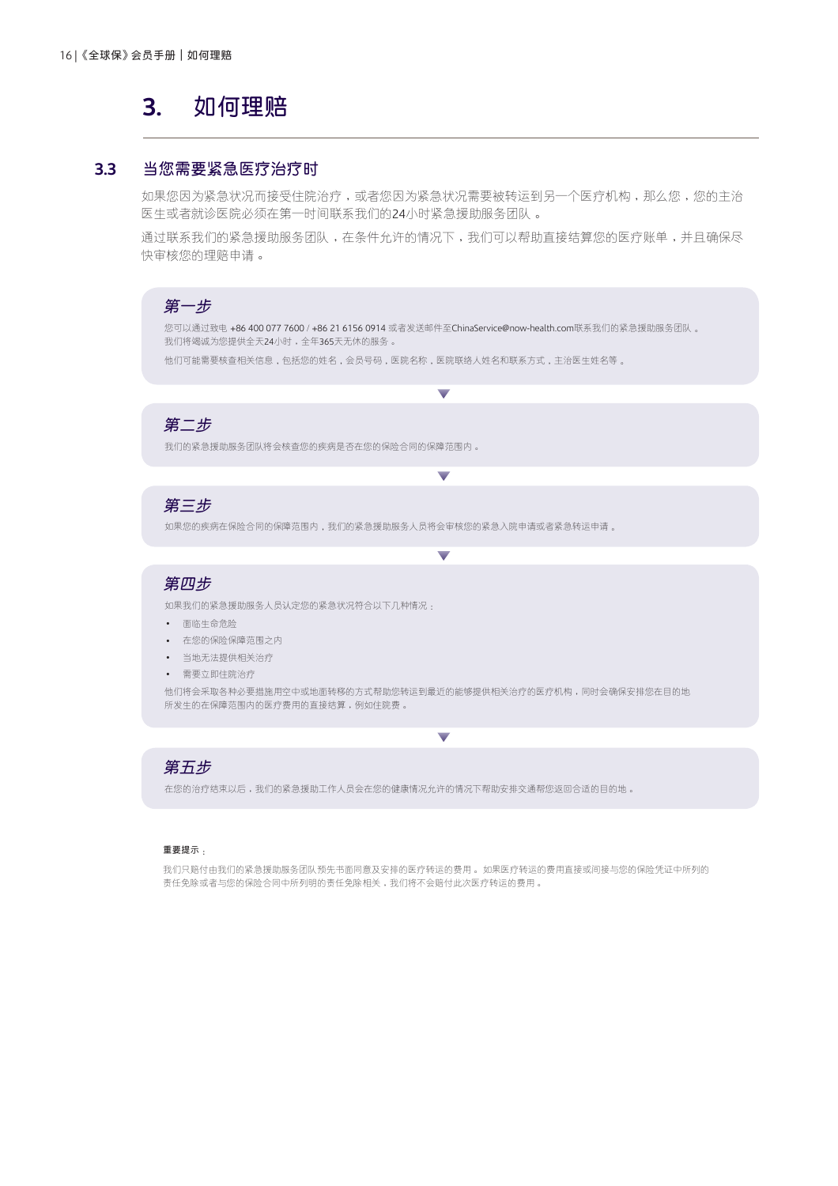# 3. 如何理赔

## 3.3 当您需要紧急医疗治疗时

如果您因为紧急状况而接受住院治疗，或者您因为紧急状况需要被转运到另一个医疗机构，那么您，您的主治医生或者就诊医院必须在第一时间联系我们的24小时紧急援助服务团队。

通过联系我们的紧急援助服务团队，在条件允许的情况下，我们可以帮助直接结算您的医疗账单，并且确保尽快审核您的理赔申请。

### *第一步*

您可以通过致电 +86 400 077 7600 / +86 21 6156 0914 或者发送邮件至ChinaService@now-health.com联系我们的紧急援助服务团队。我们将竭诚为您提供全天24小时，全年365天无休的服务。

他们可能需要核查相关信息，包括您的姓名，会员号码，医院名称，医院联络人姓名和联系方式，主治医生姓名等。

### *第二步*

我们的紧急援助服务团队将会核查您的疾病是否在您的保险合同的保障范围内。

### *第三步*

如果您的疾病在保险合同的保障范围内，我们的紧急援助服务人员将会审核您的紧急入院申请或者紧急转运申请。

### *第四步*

如果我们的紧急援助服务人员认定您的紧急状况符合以下几种情况：

- 面临生命危险
- 在您的保险保障范围之内
- 当地无法提供相关治疗
- 需要立即住院治疗

他们将会采取各种必要措施用空中或地面转移的方式帮助您转运到最近的能够提供相关治疗的医疗机构，同时会确保安排您在目的地所发生的在保障范围内的医疗费用的直接结算，例如住院费。

### *第五步*

在您的治疗结束以后，我们的紧急援助工作人员会在您的健康情况允许的情况下帮助安排交通帮您返回合适的目的地。

**重要提示**：

我们只赔付由我们的紧急援助服务团队预先书面同意及安排的医疗转运的费用。如果医疗转运的费用直接或间接与您的保险凭证中所列的责任免除或者与您的保险合同中所列明的责任免除相关，我们将不会赔付此次医疗转运的费用。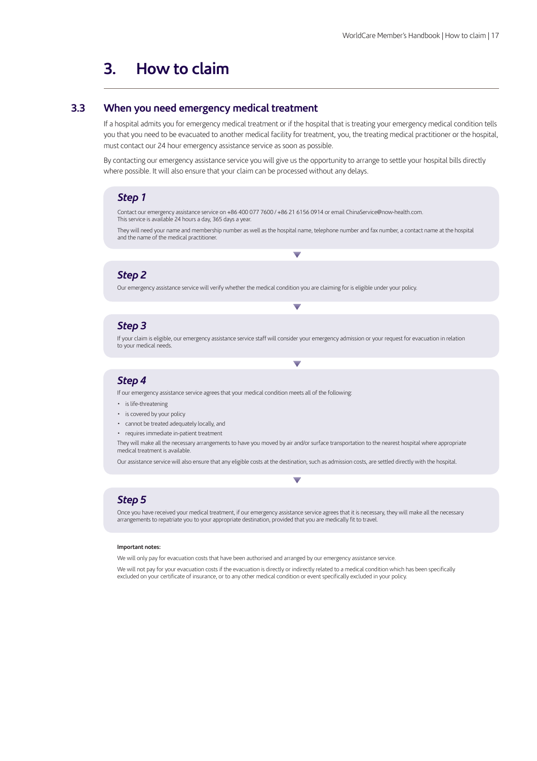# 3. How to claim

## 3.3 When you need emergency medical treatment

If a hospital admits you for emergency medical treatment or if the hospital that is treating your emergency medical condition tells you that you need to be evacuated to another medical facility for treatment, you, the treating medical practitioner or the hospital, must contact our 24 hour emergency assistance service as soon as possible.

By contacting our emergency assistance service you will give us the opportunity to arrange to settle your hospital bills directly where possible. It will also ensure that your claim can be processed without any delays.

### *Step 1*

Contact our emergency assistance service on +86 400 077 7600 / +86 21 6156 0914 or email ChinaService@now-health.com. This service is available 24 hours a day, 365 days a year.

They will need your name and membership number as well as the hospital name, telephone number and fax number, a contact name at the hospital and the name of the medical practitioner.

### *Step 2*

Our emergency assistance service will verify whether the medical condition you are claiming for is eligible under your policy.

### *Step 3*

If your claim is eligible, our emergency assistance service staff will consider your emergency admission or your request for evacuation in relation to your medical needs.

### *Step 4*

If our emergency assistance service agrees that your medical condition meets all of the following:

- is life-threatening
- is covered by your policy
- cannot be treated adequately locally, and
- requires immediate in-patient treatment

They will make all the necessary arrangements to have you moved by air and/or surface transportation to the nearest hospital where appropriate medical treatment is available.

Our assistance service will also ensure that any eligible costs at the destination, such as admission costs, are settled directly with the hospital.

### *Step 5*

Once you have received your medical treatment, if our emergency assistance service agrees that it is necessary, they will make all the necessary arrangements to repatriate you to your appropriate destination, provided that you are medically fit to travel.

**Important notes:**

We will only pay for evacuation costs that have been authorised and arranged by our emergency assistance service.

We will not pay for your evacuation costs if the evacuation is directly or indirectly related to a medical condition which has been specifically excluded on your certificate of insurance, or to any other medical condition or event specifically excluded in your policy.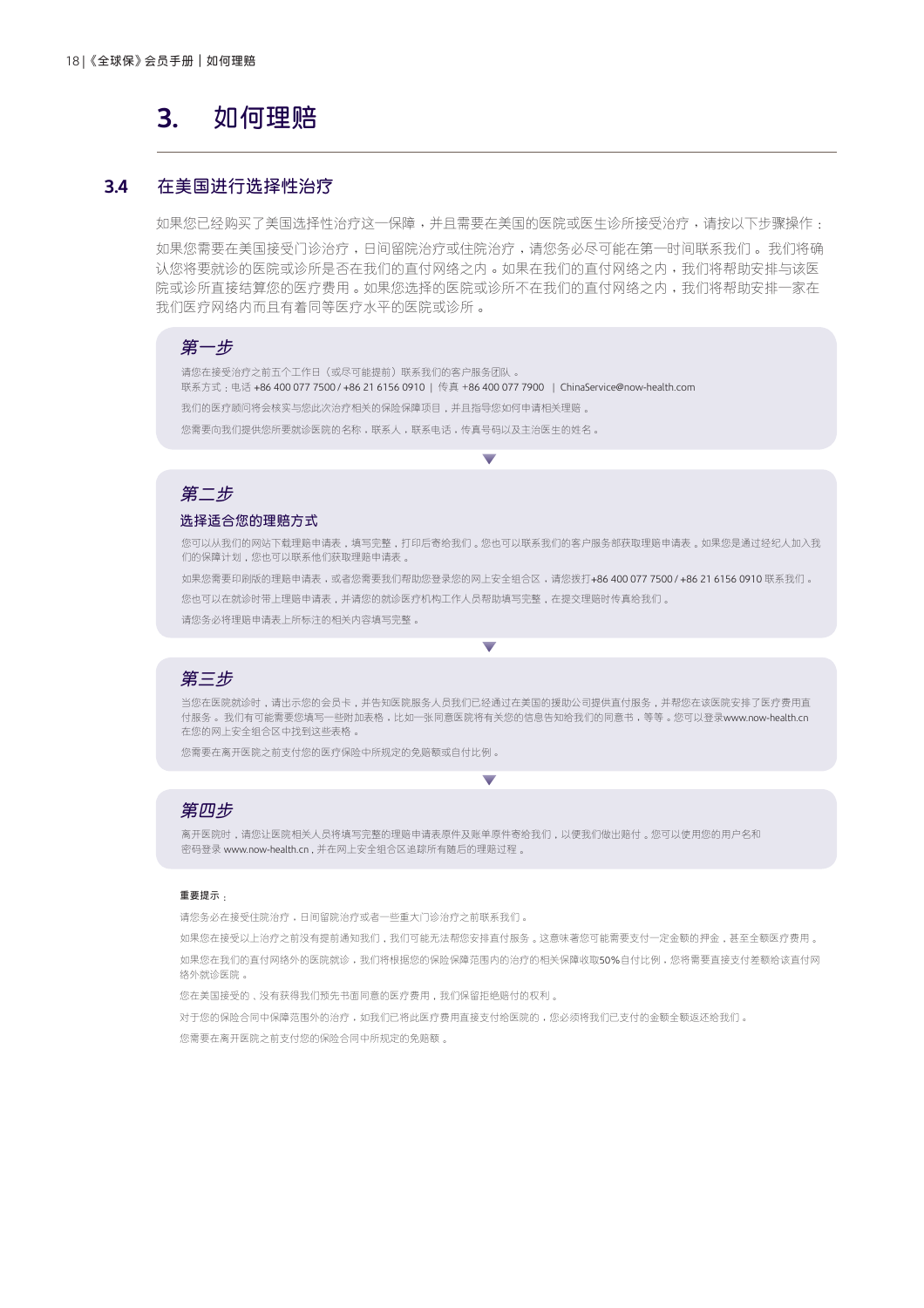# 3. 如何理赔

## 3.4 在美国进行选择性治疗

如果您已经购买了美国选择性治疗这一保障，并且需要在美国的医院或医生诊所接受治疗，请按以下步骤操作：

如果您需要在美国接受门诊治疗，日间留院治疗或住院治疗，请您务必尽可能在第一时间联系我们。我们将确认您将要就诊的医院或诊所是否在我们的直付网络之内。如果在我们的直付网络之内，我们将帮助安排与该医院或诊所直接结算您的医疗费用。如果您选择的医院或诊所不在我们的直付网络之内，我们将帮助安排一家在我们医疗网络内而且有着同等医疗水平的医院或诊所。

### 第一步

请您在接受治疗之前五个工作日（或尽可能提前）联系我们的客户服务团队。

联系方式：电话 +86 400 077 7500 / +86 21 6156 0910 | 传真 +86 400 077 7900 | ChinaService@now-health.com

我们的医疗顾问将会核实与您此次治疗相关的保险保障项目，并且指导您如何申请相关理赔。

您需要向我们提供您所要就诊医院的名称，联系人，联系电话，传真号码以及主治医生的姓名。

### 第二步

**选择适合您的理赔方式**

您可以从我们的网站下载理赔申请表，填写完整，打印后寄给我们。您也可以联系我们的客户服务部获取理赔申请表。如果您是通过经纪人加入我们的保障计划，您也可以联系他们获取理赔申请表。

如果您需要印刷版的理赔申请表，或者您需要我们帮助您登录您的网上安全组合区，请您拨打+86 400 077 7500 / +86 21 6156 0910 联系我们。

您也可以在就诊时带上理赔申请表，并请您的就诊医疗机构工作人员帮助填写完整，在提交理赔时传真给我们。

请您务必将理赔申请表上所标注的相关内容填写完整。

### 第三步

当您在医院就诊时，请出示您的会员卡，并告知医院服务人员我们已经通过在美国的援助公司提供直付服务，并帮您在该医院安排了医疗费用直付服务。我们有可能需要您填写一些附加表格，比如一张同意医院将有关您的信息告知给我们的同意书，等等。您可以登录www.now-health.cn在您的网上安全组合区中找到这些表格。

您需要在离开医院之前支付您的医疗保险中所规定的免赔额或自付比例。

### 第四步

离开医院时，请您让医院相关人员将填写完整的理赔申请表原件及账单原件寄给我们，以便我们做出赔付。您可以使用您的用户名和密码登录 www.now-health.cn，并在网上安全组合区追踪所有随后的理赔过程。

**重要提示：**

请您务必在接受住院治疗，日间留院治疗或者一些重大门诊治疗之前联系我们。

如果您在接受以上治疗之前没有提前通知我们，我们可能无法帮您安排直付服务。这意味着您可能需要支付一定金额的押金，甚至全额医疗费用。

如果您在我们的直付网络外的医院就诊，我们将根据您的保险保障范围内的治疗的相关保障收取50%自付比例，您将需要直接支付差额给该直付网络外就诊医院。

您在美国接受的、没有获得我们预先书面同意的医疗费用，我们保留拒绝赔付的权利。

对于您的保险合同中保障范围外的治疗，如我们已将此医疗费用直接支付给医院的，您必须将我们已支付的金额全额返还给我们。

您需要在离开医院之前支付您的保险合同中所规定的免赔额。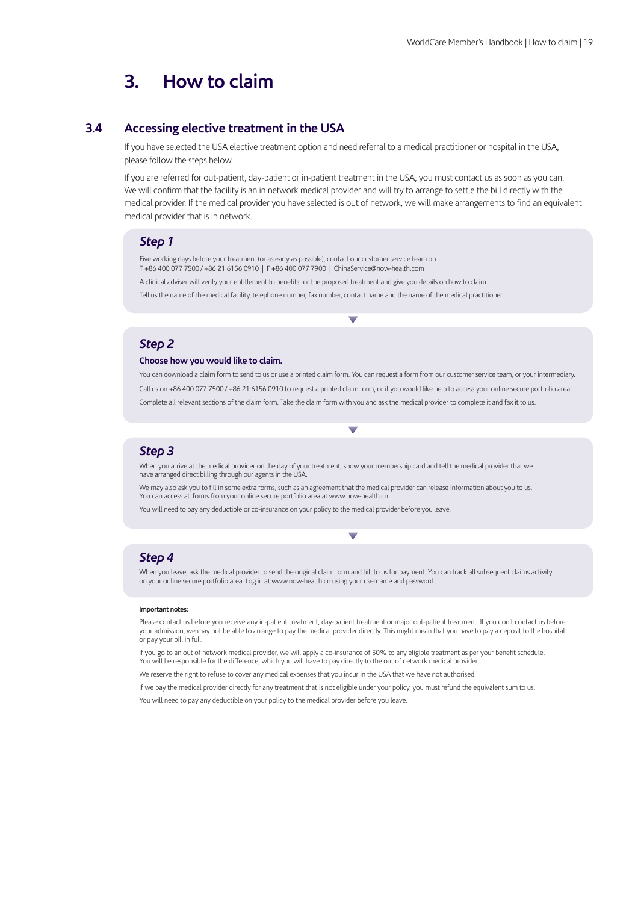# 3. How to claim

## 3.4 Accessing elective treatment in the USA

If you have selected the USA elective treatment option and need referral to a medical practitioner or hospital in the USA, please follow the steps below.

If you are referred for out-patient, day-patient or in-patient treatment in the USA, you must contact us as soon as you can. We will confirm that the facility is an in network medical provider and will try to arrange to settle the bill directly with the medical provider. If the medical provider you have selected is out of network, we will make arrangements to find an equivalent medical provider that is in network.

### *Step 1*

Five working days before your treatment (or as early as possible), contact our customer service team on
T +86 400 077 7500 / +86 21 6156 0910 | F +86 400 077 7900 | ChinaService@now-health.com

A clinical adviser will verify your entitlement to benefits for the proposed treatment and give you details on how to claim.

Tell us the name of the medical facility, telephone number, fax number, contact name and the name of the medical practitioner.

### *Step 2*

**Choose how you would like to claim.**

You can download a claim form to send to us or use a printed claim form. You can request a form from our customer service team, or your intermediary.

Call us on +86 400 077 7500 / +86 21 6156 0910 to request a printed claim form, or if you would like help to access your online secure portfolio area.

Complete all relevant sections of the claim form. Take the claim form with you and ask the medical provider to complete it and fax it to us.

### *Step 3*

When you arrive at the medical provider on the day of your treatment, show your membership card and tell the medical provider that we have arranged direct billing through our agents in the USA.

We may also ask you to fill in some extra forms, such as an agreement that the medical provider can release information about you to us. You can access all forms from your online secure portfolio area at www.now-health.cn.

You will need to pay any deductible or co-insurance on your policy to the medical provider before you leave.

### *Step 4*

When you leave, ask the medical provider to send the original claim form and bill to us for payment. You can track all subsequent claims activity on your online secure portfolio area. Log in at www.now-health.cn using your username and password.

**Important notes:**

Please contact us before you receive any in-patient treatment, day-patient treatment or major out-patient treatment. If you don't contact us before your admission, we may not be able to arrange to pay the medical provider directly. This might mean that you have to pay a deposit to the hospital or pay your bill in full.

If you go to an out of network medical provider, we will apply a co-insurance of 50% to any eligible treatment as per your benefit schedule. You will be responsible for the difference, which you will have to pay directly to the out of network medical provider.

We reserve the right to refuse to cover any medical expenses that you incur in the USA that we have not authorised.

If we pay the medical provider directly for any treatment that is not eligible under your policy, you must refund the equivalent sum to us.

You will need to pay any deductible on your policy to the medical provider before you leave.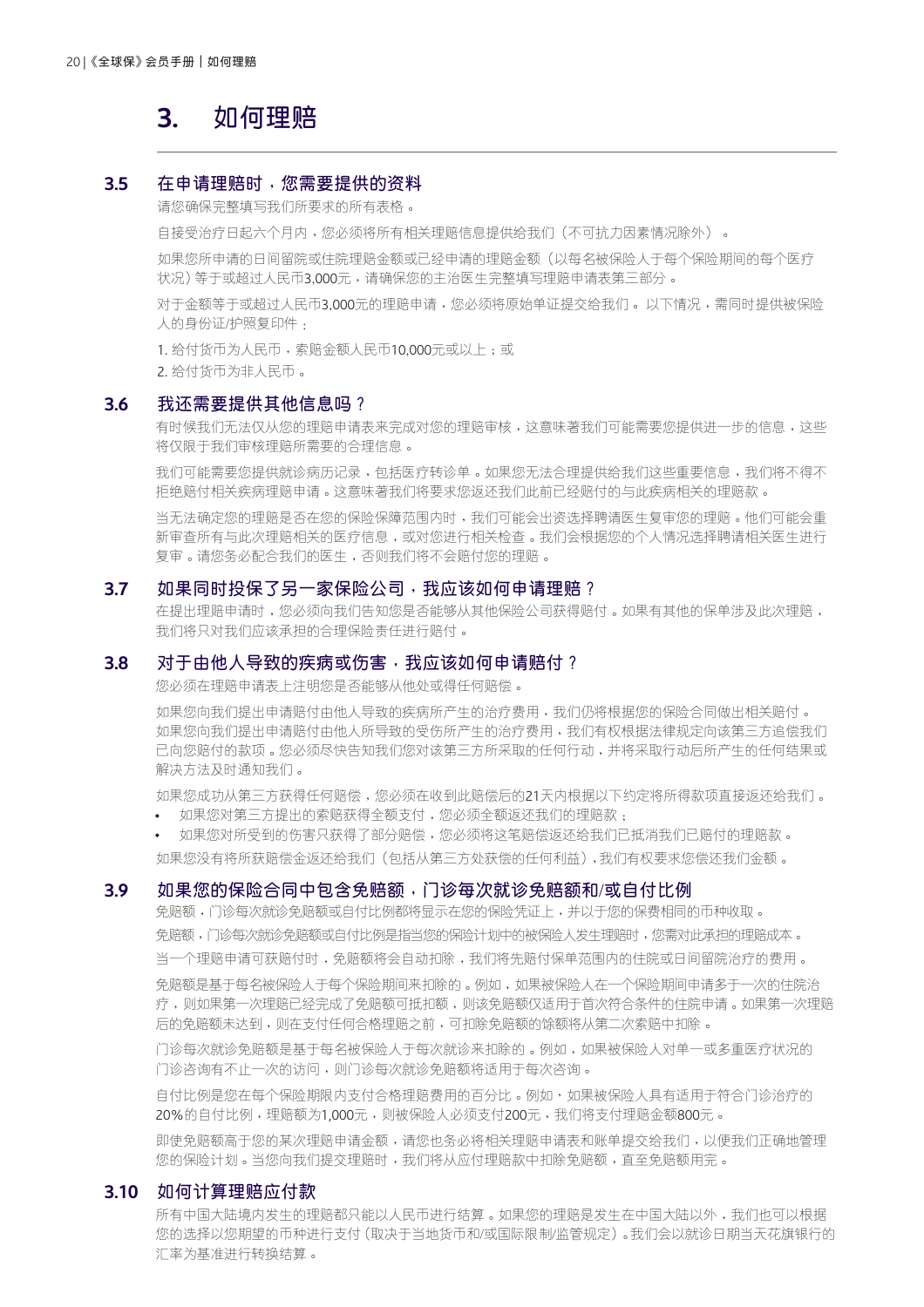# 3. 如何理赔

## 3.5 在申请理赔时，您需要提供的资料

请您确保完整填写我们所要求的所有表格。

自接受治疗日起六个月内，您必须将所有相关理赔信息提供给我们（不可抗力因素情况除外）。

如果您所申请的日间留院或住院理赔金额或已经申请的理赔金额（以每名被保险人于每个保险期间的每个医疗状况）等于或超过人民币3,000元，请确保您的主治医生完整填写理赔申请表第三部分。

对于金额等于或超过人民币3,000元的理赔申请，您必须将原始单证提交给我们。以下情况，需同时提供被保险人的身份证/护照复印件：

1. 给付货币为人民币，索赔金额人民币10,000元或以上；或
2. 给付货币为非人民币。

## 3.6 我还需要提供其他信息吗？

有时候我们无法仅从您的理赔申请表来完成对您的理赔审核，这意味著我们可能需要您提供进一步的信息，这些将仅限于我们审核理赔所需要的合理信息。

我们可能需要您提供就诊病历记录，包括医疗转诊单。如果您无法合理提供给我们这些重要信息，我们将不得不拒绝赔付相关疾病理赔申请。这意味著我们将要求您返还我们此前已经赔付的与此疾病相关的理赔款。

当无法确定您的理赔是否在您的保险保障范围内时，我们可能会出资选择聘请医生复审您的理赔。他们可能会重新审查所有与此次理赔相关的医疗信息，或对您进行相关检查。我们会根据您的个人情况选择聘请相关医生进行复审。请您务必配合我们的医生，否则我们将不会赔付您的理赔。

## 3.7 如果同时投保了另一家保险公司，我应该如何申请理赔？

在提出理赔申请时，您必须向我们告知您是否能够从其他保险公司获得赔付。如果有其他的保单涉及此次理赔，我们将只对我们应该承担的合理保险责任进行赔付。

## 3.8 对于由他人导致的疾病或伤害，我应该如何申请赔付？

您必须在理赔申请表上注明您是否能够从他处或得任何赔偿。

如果您向我们提出申请赔付由他人导致的疾病所产生的治疗费用，我们仍将根据您的保险合同做出相关赔付。如果您向我们提出申请赔付由他人所导致的受伤所产生的治疗费用，我们有权根据法律规定向该第三方追偿我们已向您赔付的款项。您必须尽快告知我们您对该第三方所采取的任何行动，并将采取行动后所产生的任何结果或解决方法及时通知我们。

如果您成功从第三方获得任何赔偿，您必须在收到此赔偿后的21天内根据以下约定将所得款项直接返还给我们。

- 如果您对第三方提出的索赔获得全额支付，您必须全额返还我们的理赔款；
- 如果您对所受到的伤害只获得了部分赔偿，您必须将这笔赔偿返还给我们已抵消我们已赔付的理赔款。

如果您没有将所获赔偿金返还给我们（包括从第三方处获偿的任何利益），我们有权要求您偿还我们金额。

## 3.9 如果您的保险合同中包含免赔额，门诊每次就诊免赔额和/或自付比例

免赔额，门诊每次就诊免赔额或自付比例都将显示在您的保险凭证上，并以于您的保费相同的币种收取。

免赔额，门诊每次就诊免赔额或自付比例是指当您的保险计划中的被保险人发生理赔时，您需对此承担的理赔成本。

当一个理赔申请可获赔付时，免赔额将会自动扣除，我们将先赔付保单范围内的住院或日间留院治疗的费用。

免赔额是基于每名被保险人于每个保险期间来扣除的。例如，如果被保险人在一个保险期间申请多于一次的住院治疗，则如果第一次理赔已经完成了免赔额可抵扣额，则该免赔额仅适用于首次符合条件的住院申请。如果第一次理赔后的免赔额未达到，则在支付任何合格理赔之前，可扣除免赔额的馀额将从第二次索赔中扣除。

门诊每次就诊免赔额是基于每名被保险人于每次就诊来扣除的。例如，如果被保险人对单一或多重医疗状况的门诊咨询有不止一次的访问，则门诊每次就诊免赔额将适用于每次咨询。

自付比例是您在每个保险期限内支付合格理赔费用的百分比。例如，如果被保险人具有适用于符合门诊治疗的20%的自付比例，理赔额为1,000元，则被保险人必须支付200元，我们将支付理赔金额800元。

即使免赔额高于您的某次理赔申请金额，请您也务必将相关理赔申请表和账单提交给我们，以便我们正确地管理您的保险计划。当您向我们提交理赔时，我们将从应付理赔款中扣除免赔额，直至免赔额用完。

## 3.10 如何计算理赔应付款

所有中国大陆境内发生的理赔都只能以人民币进行结算。如果您的理赔是发生在中国大陆以外，我们也可以根据您的选择以您期望的币种进行支付（取决于当地货币和/或国际限制/监管规定）。我们会以就诊日期当天花旗银行的汇率为基准进行转换结算。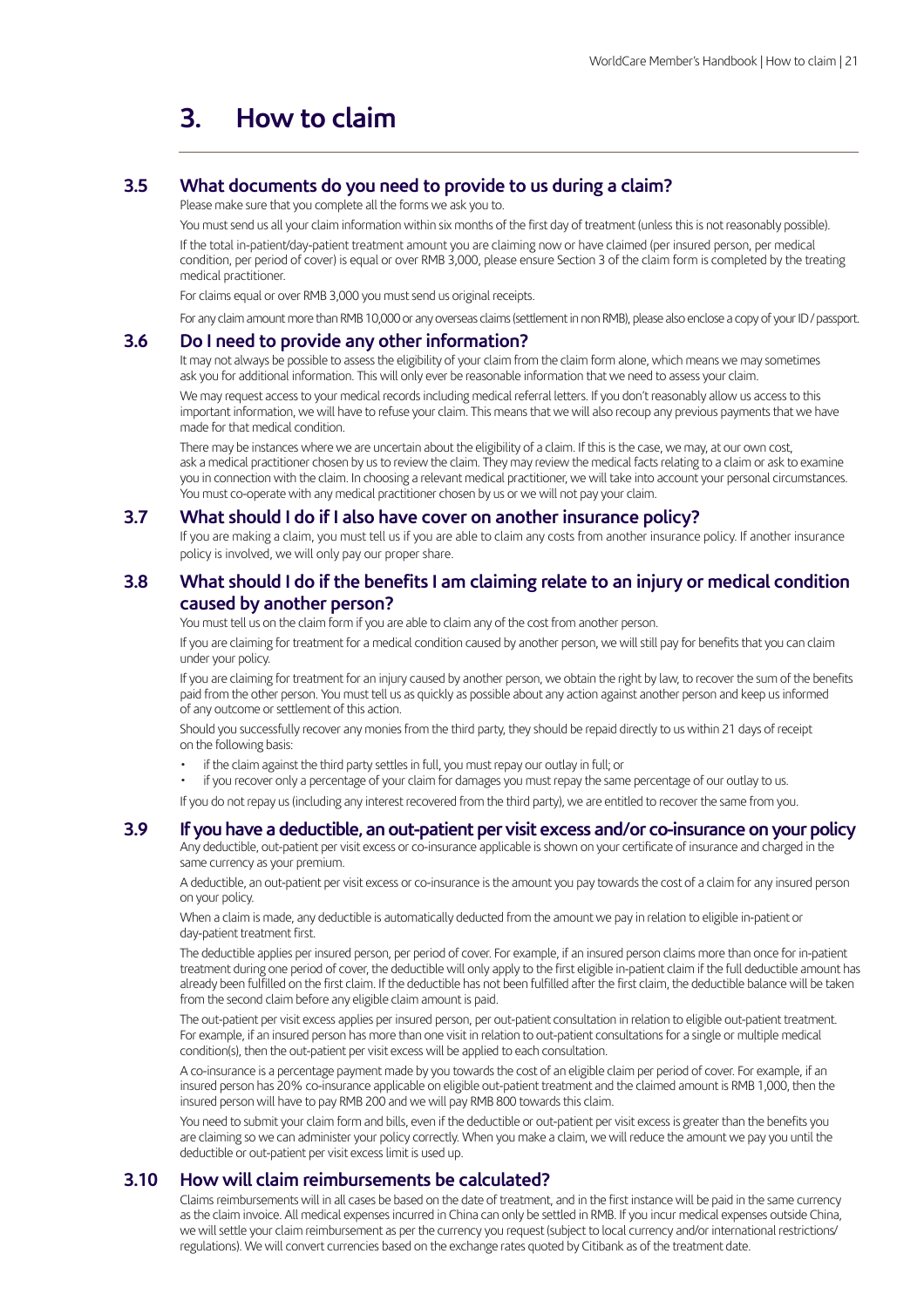# 3. How to claim

## 3.5 What documents do you need to provide to us during a claim?

Please make sure that you complete all the forms we ask you to.

You must send us all your claim information within six months of the first day of treatment (unless this is not reasonably possible).

If the total in-patient/day-patient treatment amount you are claiming now or have claimed (per insured person, per medical condition, per period of cover) is equal or over RMB 3,000, please ensure Section 3 of the claim form is completed by the treating medical practitioner.

For claims equal or over RMB 3,000 you must send us original receipts.

For any claim amount more than RMB 10,000 or any overseas claims (settlement in non RMB), please also enclose a copy of your ID / passport.

## 3.6 Do I need to provide any other information?

It may not always be possible to assess the eligibility of your claim from the claim form alone, which means we may sometimes ask you for additional information. This will only ever be reasonable information that we need to assess your claim.

We may request access to your medical records including medical referral letters. If you don't reasonably allow us access to this important information, we will have to refuse your claim. This means that we will also recoup any previous payments that we have made for that medical condition.

There may be instances where we are uncertain about the eligibility of a claim. If this is the case, we may, at our own cost, ask a medical practitioner chosen by us to review the claim. They may review the medical facts relating to a claim or ask to examine you in connection with the claim. In choosing a relevant medical practitioner, we will take into account your personal circumstances. You must co-operate with any medical practitioner chosen by us or we will not pay your claim.

## 3.7 What should I do if I also have cover on another insurance policy?

If you are making a claim, you must tell us if you are able to claim any costs from another insurance policy. If another insurance policy is involved, we will only pay our proper share.

## 3.8 What should I do if the benefits I am claiming relate to an injury or medical condition caused by another person?

You must tell us on the claim form if you are able to claim any of the cost from another person.

If you are claiming for treatment for a medical condition caused by another person, we will still pay for benefits that you can claim under your policy.

If you are claiming for treatment for an injury caused by another person, we obtain the right by law, to recover the sum of the benefits paid from the other person. You must tell us as quickly as possible about any action against another person and keep us informed of any outcome or settlement of this action.

Should you successfully recover any monies from the third party, they should be repaid directly to us within 21 days of receipt on the following basis:

- if the claim against the third party settles in full, you must repay our outlay in full; or
- if you recover only a percentage of your claim for damages you must repay the same percentage of our outlay to us.

If you do not repay us (including any interest recovered from the third party), we are entitled to recover the same from you.

## 3.9 If you have a deductible, an out-patient per visit excess and/or co-insurance on your policy

Any deductible, out-patient per visit excess or co-insurance applicable is shown on your certificate of insurance and charged in the same currency as your premium.

A deductible, an out-patient per visit excess or co-insurance is the amount you pay towards the cost of a claim for any insured person on your policy.

When a claim is made, any deductible is automatically deducted from the amount we pay in relation to eligible in-patient or day-patient treatment first.

The deductible applies per insured person, per period of cover. For example, if an insured person claims more than once for in-patient treatment during one period of cover, the deductible will only apply to the first eligible in-patient claim if the full deductible amount has already been fulfilled on the first claim. If the deductible has not been fulfilled after the first claim, the deductible balance will be taken from the second claim before any eligible claim amount is paid.

The out-patient per visit excess applies per insured person, per out-patient consultation in relation to eligible out-patient treatment. For example, if an insured person has more than one visit in relation to out-patient consultations for a single or multiple medical condition(s), then the out-patient per visit excess will be applied to each consultation.

A co-insurance is a percentage payment made by you towards the cost of an eligible claim per period of cover. For example, if an insured person has 20% co-insurance applicable on eligible out-patient treatment and the claimed amount is RMB 1,000, then the insured person will have to pay RMB 200 and we will pay RMB 800 towards this claim.

You need to submit your claim form and bills, even if the deductible or out-patient per visit excess is greater than the benefits you are claiming so we can administer your policy correctly. When you make a claim, we will reduce the amount we pay you until the deductible or out-patient per visit excess limit is used up.

## 3.10 How will claim reimbursements be calculated?

Claims reimbursements will in all cases be based on the date of treatment, and in the first instance will be paid in the same currency as the claim invoice. All medical expenses incurred in China can only be settled in RMB. If you incur medical expenses outside China, we will settle your claim reimbursement as per the currency you request (subject to local currency and/or international restrictions/ regulations). We will convert currencies based on the exchange rates quoted by Citibank as of the treatment date.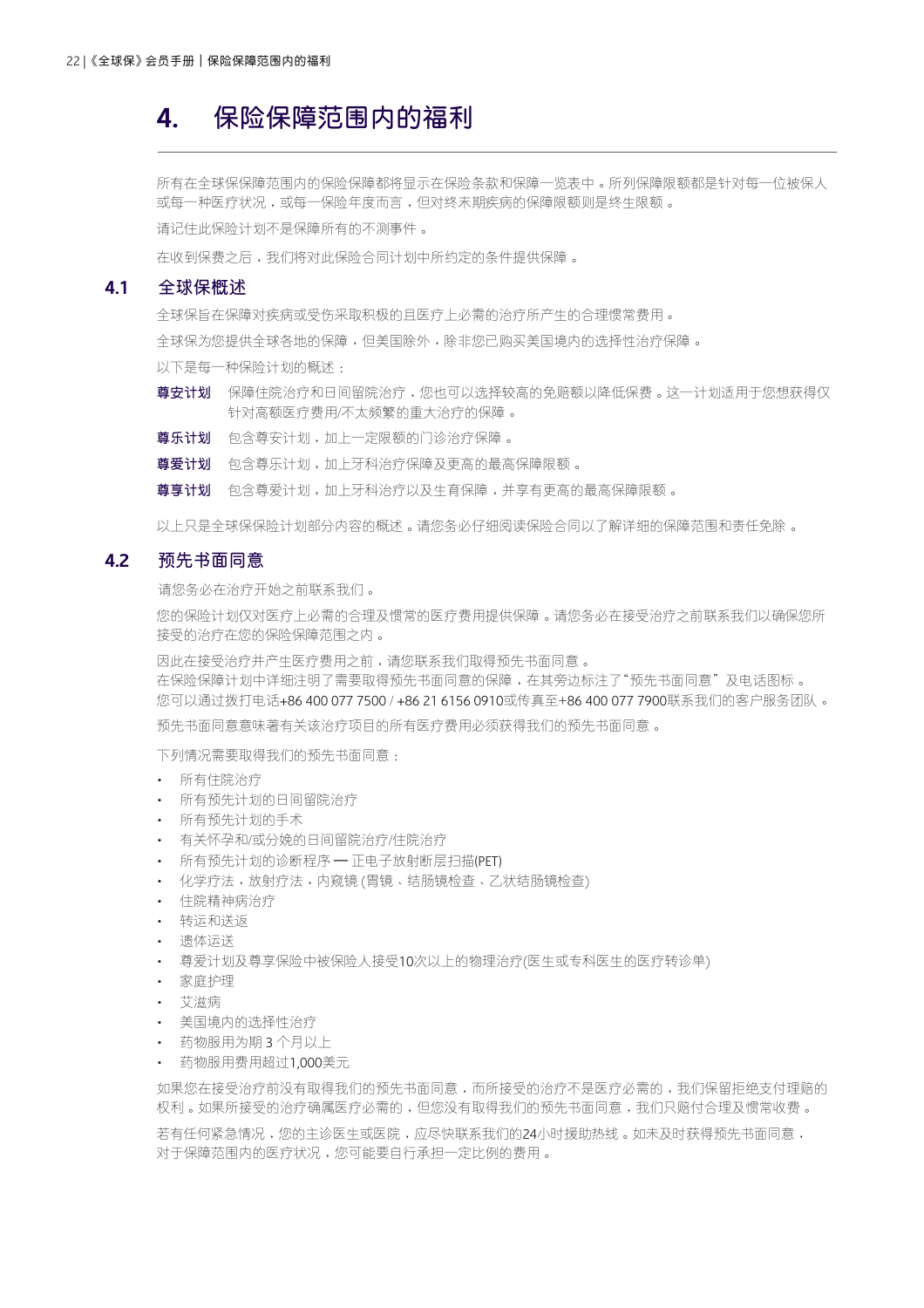# 4. 保险保障范围内的福利

所有在全球保保障范围内的保险保障都将显示在保险条款和保障一览表中。所列保障限额都是针对每一位被保人或每一种医疗状况，或每一保险年度而言，但对终末期疾病的保障限额则是终生限额。

请记住此保险计划不是保障所有的不测事件。

在收到保费之后，我们将对此保险合同计划中所约定的条件提供保障。

## 4.1 全球保概述

全球保旨在保障对疾病或受伤采取积极的且医疗上必需的治疗所产生的合理惯常费用。

全球保为您提供全球各地的保障，但美国除外，除非您已购买美国境内的选择性治疗保障。

以下是每一种保险计划的概述：

**尊安计划** 保障住院治疗和日间留院治疗，您也可以选择较高的免赔额以降低保费。这一计划适用于您想获得仅针对高额医疗费用/不太频繁的重大治疗的保障。

**尊乐计划** 包含尊安计划，加上一定限额的门诊治疗保障。

**尊爱计划** 包含尊乐计划，加上牙科治疗保障及更高的最高保障限额。

**尊享计划** 包含尊爱计划，加上牙科治疗以及生育保障，并享有更高的最高保障限额。

以上只是全球保保险计划部分内容的概述。请您务必仔细阅读保险合同以了解详细的保障范围和责任免除。

## 4.2 预先书面同意

请您务必在治疗开始之前联系我们。

您的保险计划仅对医疗上必需的合理及惯常的医疗费用提供保障。请您务必在接受治疗之前联系我们以确保您所接受的治疗在您的保险保障范围之内。

因此在接受治疗并产生医疗费用之前，请您联系我们取得预先书面同意。
在保险保障计划中详细注明了需要取得预先书面同意的保障，在其旁边标注了"预先书面同意"及电话图标。
您可以通过拨打电话+86 400 077 7500 / +86 21 6156 0910或传真至+86 400 077 7900联系我们的客户服务团队。

预先书面同意意味著有关该治疗项目的所有医疗费用必须获得我们的预先书面同意。

下列情况需要取得我们的预先书面同意：

- 所有住院治疗
- 所有预先计划的日间留院治疗
- 所有预先计划的手术
- 有关怀孕和/或分娩的日间留院治疗/住院治疗
- 所有预先计划的诊断程序 — 正电子放射断层扫描(PET)
- 化学疗法，放射疗法，内窥镜 (胃镜、结肠镜检查、乙状结肠镜检查)
- 住院精神病治疗
- 转运和送返
- 遗体运送
- 尊爱计划及尊享保险中被保险人接受10次以上的物理治疗(医生或专科医生的医疗转诊单)
- 家庭护理
- 艾滋病
- 美国境内的选择性治疗
- 药物服用为期 3 个月以上
- 药物服用费用超过1,000美元

如果您在接受治疗前没有取得我们的预先书面同意，而所接受的治疗不是医疗必需的，我们保留拒绝支付理赔的权利。如果所接受的治疗确属医疗必需的，但您没有取得我们的预先书面同意，我们只赔付合理及惯常收费。

若有任何紧急情况，您的主诊医生或医院，应尽快联系我们的24小时援助热线。如未及时获得预先书面同意，对于保障范围内的医疗状况，您可能要自行承担一定比例的费用。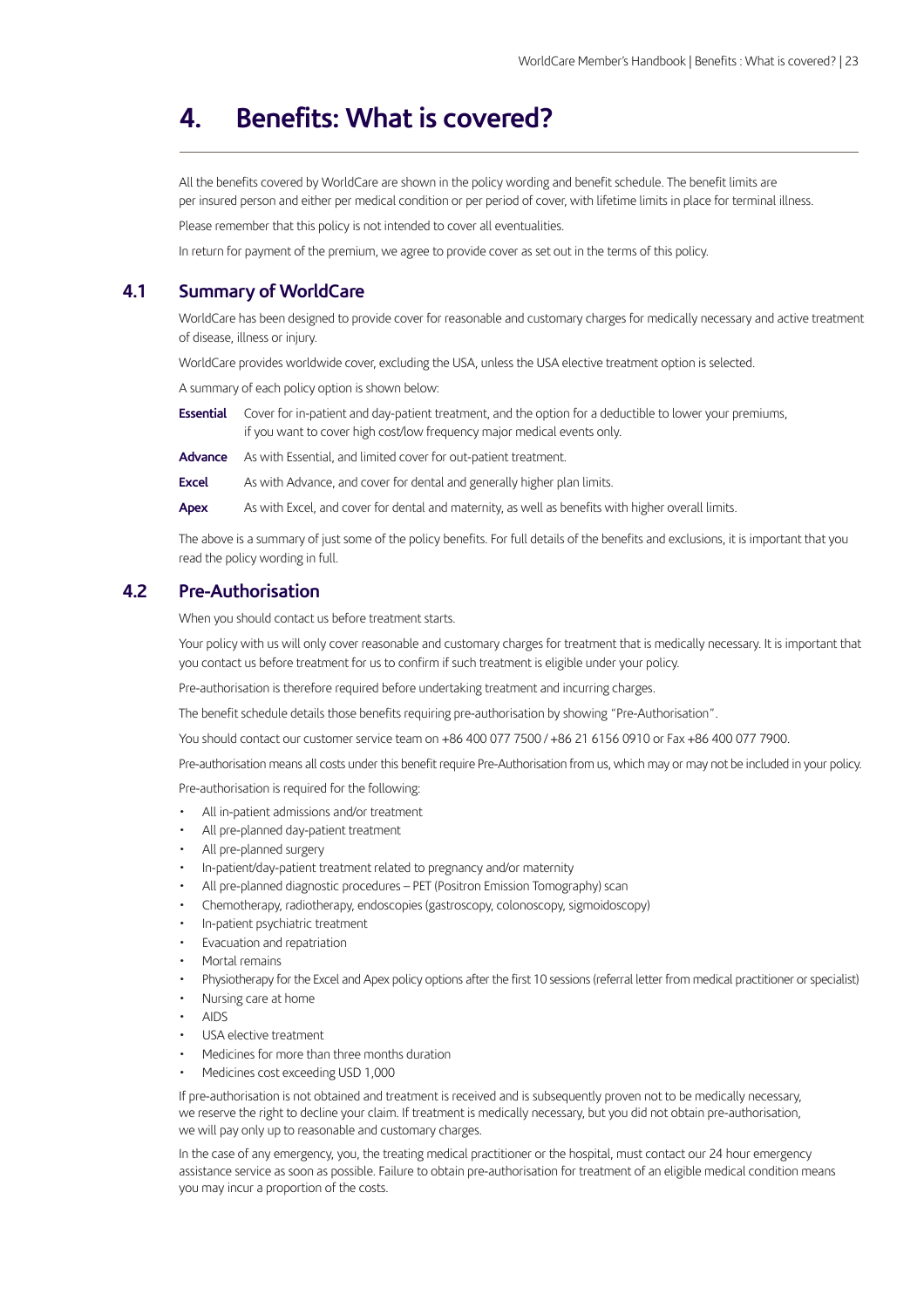# 4. Benefits: What is covered?

All the benefits covered by WorldCare are shown in the policy wording and benefit schedule. The benefit limits are per insured person and either per medical condition or per period of cover, with lifetime limits in place for terminal illness.

Please remember that this policy is not intended to cover all eventualities.

In return for payment of the premium, we agree to provide cover as set out in the terms of this policy.

## 4.1 Summary of WorldCare

WorldCare has been designed to provide cover for reasonable and customary charges for medically necessary and active treatment of disease, illness or injury.

WorldCare provides worldwide cover, excluding the USA, unless the USA elective treatment option is selected.

A summary of each policy option is shown below:

**Essential** Cover for in-patient and day-patient treatment, and the option for a deductible to lower your premiums, if you want to cover high cost/low frequency major medical events only.

**Advance** As with Essential, and limited cover for out-patient treatment.

**Excel** As with Advance, and cover for dental and generally higher plan limits.

**Apex** As with Excel, and cover for dental and maternity, as well as benefits with higher overall limits.

The above is a summary of just some of the policy benefits. For full details of the benefits and exclusions, it is important that you read the policy wording in full.

## 4.2 Pre-Authorisation

When you should contact us before treatment starts.

Your policy with us will only cover reasonable and customary charges for treatment that is medically necessary. It is important that you contact us before treatment for us to confirm if such treatment is eligible under your policy.

Pre-authorisation is therefore required before undertaking treatment and incurring charges.

The benefit schedule details those benefits requiring pre-authorisation by showing "Pre-Authorisation".

You should contact our customer service team on +86 400 077 7500 / +86 21 6156 0910 or Fax +86 400 077 7900.

Pre-authorisation means all costs under this benefit require Pre-Authorisation from us, which may or may not be included in your policy.

Pre-authorisation is required for the following:

- All in-patient admissions and/or treatment
- All pre-planned day-patient treatment
- All pre-planned surgery
- In-patient/day-patient treatment related to pregnancy and/or maternity
- All pre-planned diagnostic procedures – PET (Positron Emission Tomography) scan
- Chemotherapy, radiotherapy, endoscopies (gastroscopy, colonoscopy, sigmoidoscopy)
- In-patient psychiatric treatment
- Evacuation and repatriation
- Mortal remains
- Physiotherapy for the Excel and Apex policy options after the first 10 sessions (referral letter from medical practitioner or specialist)
- Nursing care at home
- AIDS
- USA elective treatment
- Medicines for more than three months duration
- Medicines cost exceeding USD 1,000

If pre-authorisation is not obtained and treatment is received and is subsequently proven not to be medically necessary, we reserve the right to decline your claim. If treatment is medically necessary, but you did not obtain pre-authorisation, we will pay only up to reasonable and customary charges.

In the case of any emergency, you, the treating medical practitioner or the hospital, must contact our 24 hour emergency assistance service as soon as possible. Failure to obtain pre-authorisation for treatment of an eligible medical condition means you may incur a proportion of the costs.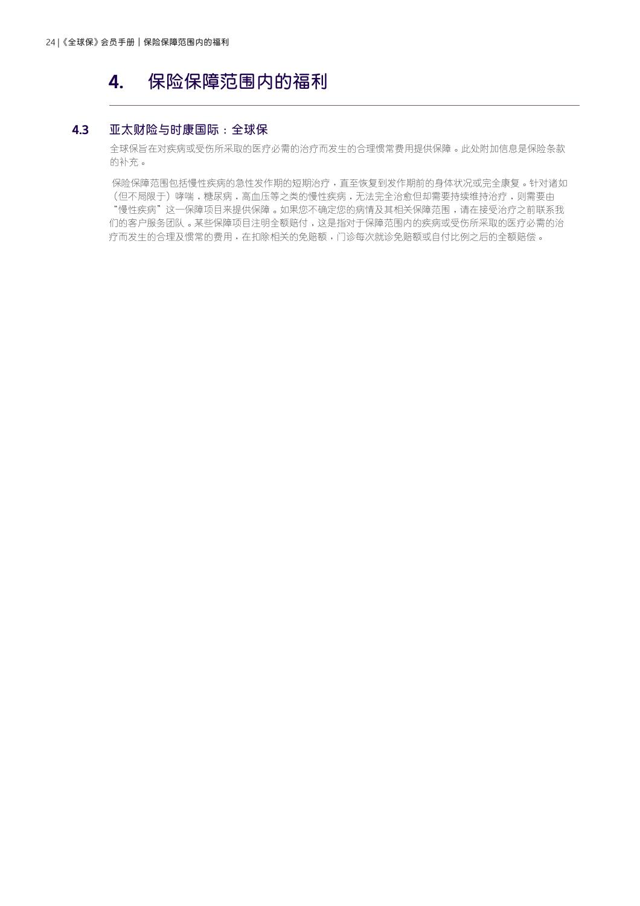# 4. 保险保障范围内的福利

## 4.3 亚太财险与时康国际：全球保

全球保旨在对疾病或受伤所采取的医疗必需的治疗而发生的合理惯常费用提供保障。此处附加信息是保险条款的补充。

保险保障范围包括慢性疾病的急性发作期的短期治疗，直至恢复到发作期前的身体状况或完全康复。针对诸如（但不局限于）哮喘，糖尿病，高血压等之类的慢性疾病，无法完全治愈但却需要持续维持治疗，则需要由"慢性疾病"这一保障项目来提供保障。如果您不确定您的病情及其相关保障范围，请在接受治疗之前联系我们的客户服务团队。某些保障项目注明全额赔付，这是指对于保障范围内的疾病或受伤所采取的医疗必需的治疗而发生的合理及惯常的费用，在扣除相关的免赔额，门诊每次就诊免赔额或自付比例之后的全额赔偿。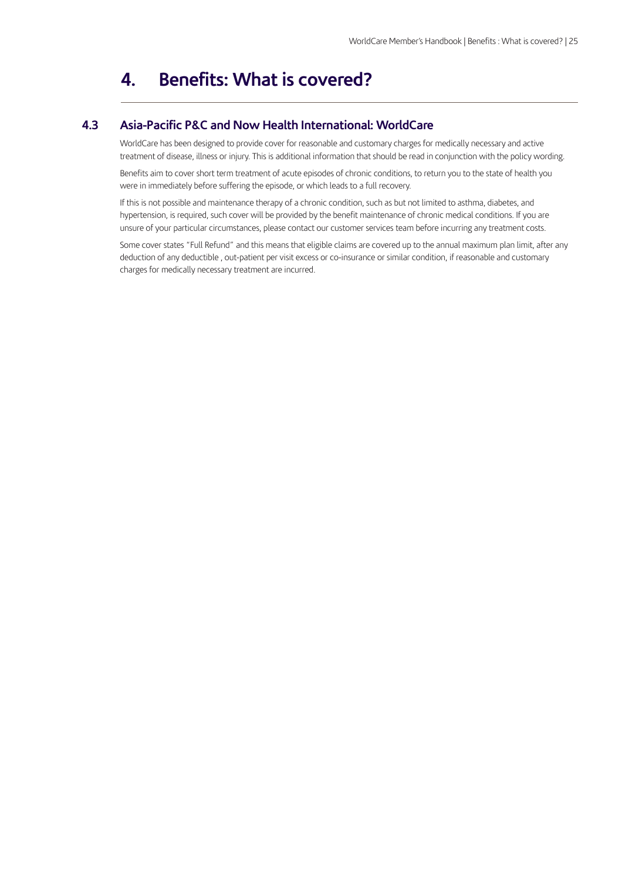# 4. Benefits: What is covered?

## 4.3 Asia-Pacific P&C and Now Health International: WorldCare

WorldCare has been designed to provide cover for reasonable and customary charges for medically necessary and active treatment of disease, illness or injury. This is additional information that should be read in conjunction with the policy wording.

Benefits aim to cover short term treatment of acute episodes of chronic conditions, to return you to the state of health you were in immediately before suffering the episode, or which leads to a full recovery.

If this is not possible and maintenance therapy of a chronic condition, such as but not limited to asthma, diabetes, and hypertension, is required, such cover will be provided by the benefit maintenance of chronic medical conditions. If you are unsure of your particular circumstances, please contact our customer services team before incurring any treatment costs.

Some cover states "Full Refund" and this means that eligible claims are covered up to the annual maximum plan limit, after any deduction of any deductible , out-patient per visit excess or co-insurance or similar condition, if reasonable and customary charges for medically necessary treatment are incurred.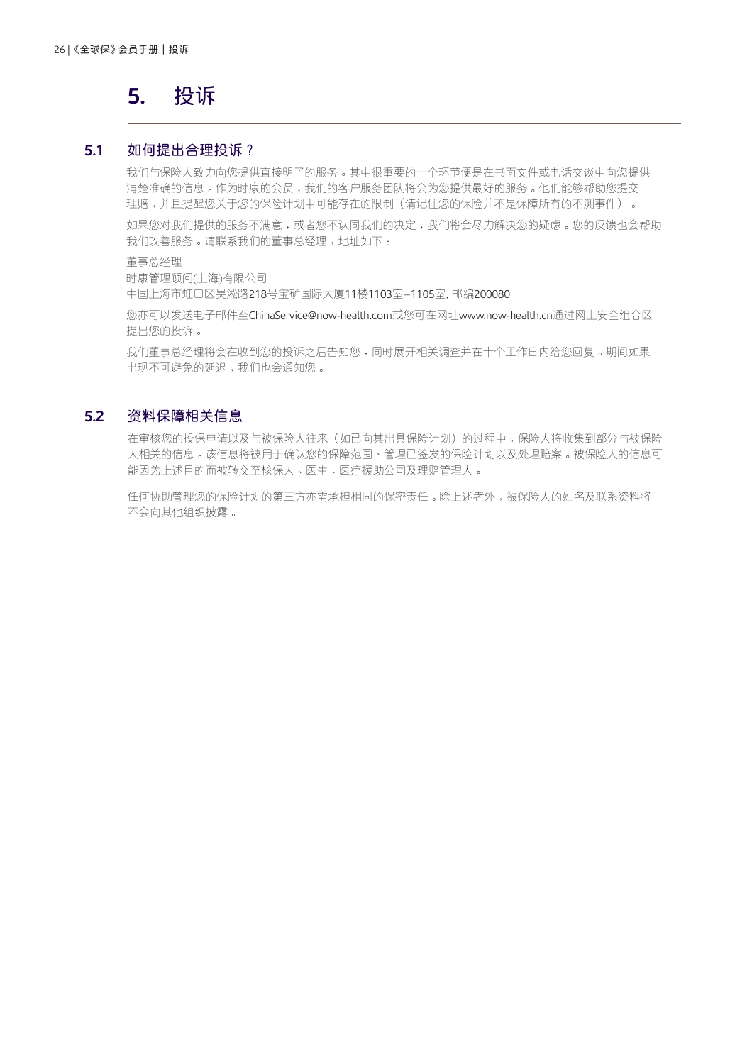# 5. 投诉

## 5.1 如何提出合理投诉？

我们与保险人致力向您提供直接明了的服务。其中很重要的一个环节便是在书面文件或电话交谈中向您提供清楚准确的信息。作为时康的会员，我们的客户服务团队将会为您提供最好的服务。他们能够帮助您提交理赔，并且提醒您关于您的保险计划中可能存在的限制（请记住您的保险并不是保障所有的不测事件）。

如果您对我们提供的服务不满意，或者您不认同我们的决定，我们将会尽力解决您的疑虑。您的反馈也会帮助我们改善服务。请联系我们的董事总经理，地址如下：

董事总经理
时康管理顾问(上海)有限公司
中国上海市虹口区吴淞路218号宝矿国际大厦11楼1103室–1105室, 邮编200080

您亦可以发送电子邮件至ChinaService@now-health.com或您可在网址www.now-health.cn通过网上安全组合区提出您的投诉。

我们董事总经理将会在收到您的投诉之后告知您，同时展开相关调查并在十个工作日内给您回复。期间如果出现不可避免的延迟，我们也会通知您。

## 5.2 资料保障相关信息

在审核您的投保申请以及与被保险人往来（如已向其出具保险计划）的过程中，保险人将收集到部分与被保险人相关的信息。该信息将被用于确认您的保障范围、管理已签发的保险计划以及处理赔案。被保险人的信息可能因为上述目的而被转交至核保人、医生、医疗援助公司及理赔管理人。

任何协助管理您的保险计划的第三方亦需承担相同的保密责任。除上述者外，被保险人的姓名及联系资料将不会向其他组织披露。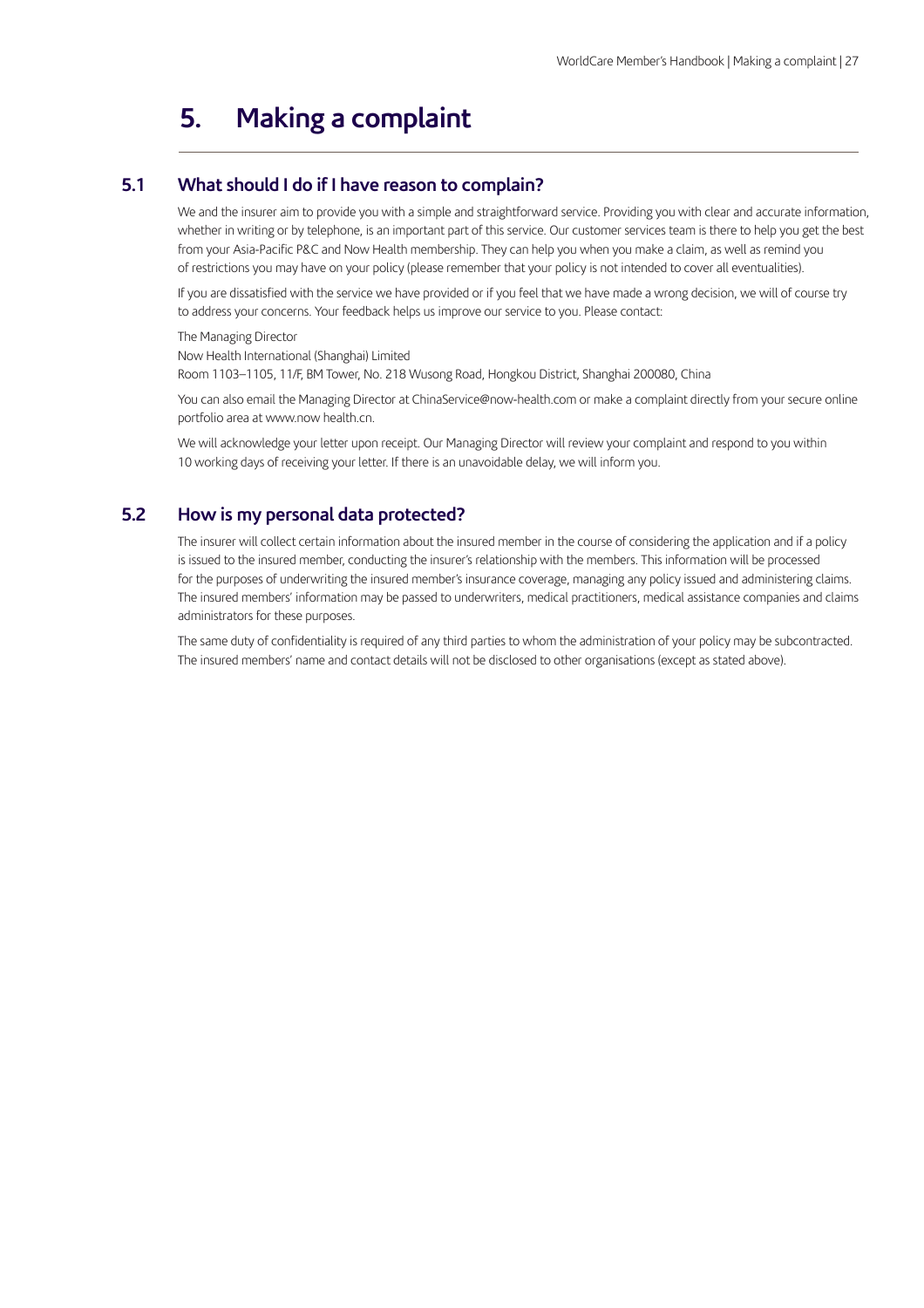# 5. Making a complaint

## 5.1 What should I do if I have reason to complain?

We and the insurer aim to provide you with a simple and straightforward service. Providing you with clear and accurate information, whether in writing or by telephone, is an important part of this service. Our customer services team is there to help you get the best from your Asia-Pacific P&C and Now Health membership. They can help you when you make a claim, as well as remind you of restrictions you may have on your policy (please remember that your policy is not intended to cover all eventualities).

If you are dissatisfied with the service we have provided or if you feel that we have made a wrong decision, we will of course try to address your concerns. Your feedback helps us improve our service to you. Please contact:

The Managing Director
Now Health International (Shanghai) Limited
Room 1103–1105, 11/F, BM Tower, No. 218 Wusong Road, Hongkou District, Shanghai 200080, China

You can also email the Managing Director at ChinaService@now-health.com or make a complaint directly from your secure online portfolio area at www.now health.cn.

We will acknowledge your letter upon receipt. Our Managing Director will review your complaint and respond to you within 10 working days of receiving your letter. If there is an unavoidable delay, we will inform you.

## 5.2 How is my personal data protected?

The insurer will collect certain information about the insured member in the course of considering the application and if a policy is issued to the insured member, conducting the insurer's relationship with the members. This information will be processed for the purposes of underwriting the insured member's insurance coverage, managing any policy issued and administering claims. The insured members' information may be passed to underwriters, medical practitioners, medical assistance companies and claims administrators for these purposes.

The same duty of confidentiality is required of any third parties to whom the administration of your policy may be subcontracted. The insured members' name and contact details will not be disclosed to other organisations (except as stated above).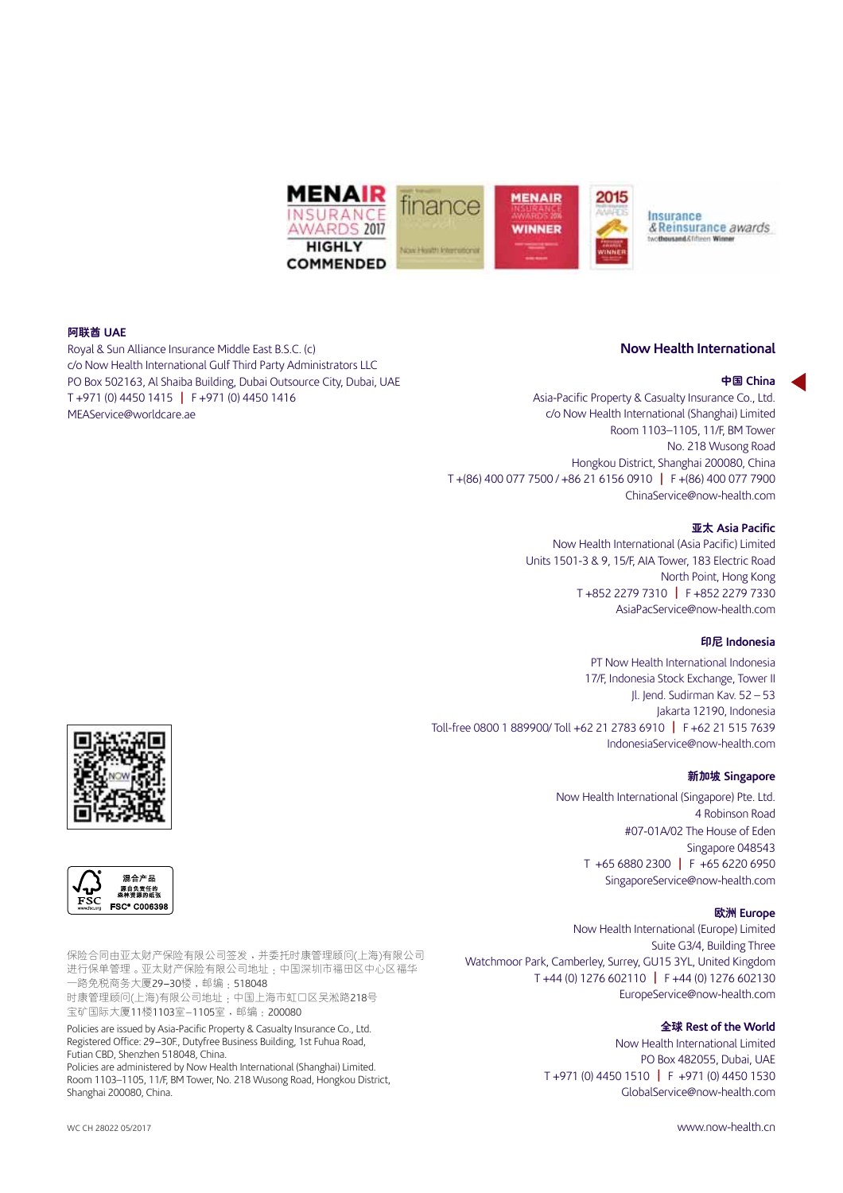MENAIR INSURANCE AWARDS 2017 HIGHLY COMMENDED

finance

MENAIR INSURANCE AWARDS 2016 WINNER

2015

Insurance & Reinsurance awards twothousand&fifteen Winner

**阿联酋 UAE**

Royal & Sun Alliance Insurance Middle East B.S.C. (c)
c/o Now Health International Gulf Third Party Administrators LLC
PO Box 502163, Al Shaiba Building, Dubai Outsource City, Dubai, UAE
T +971 (0) 4450 1415 | F +971 (0) 4450 1416
MEAService@worldcare.ae

## Now Health International

**中国 China**

Asia-Pacific Property & Casualty Insurance Co., Ltd.
c/o Now Health International (Shanghai) Limited
Room 1103–1105, 11/F, BM Tower
No. 218 Wusong Road
Hongkou District, Shanghai 200080, China
T +(86) 400 077 7500 / +86 21 6156 0910 | F +(86) 400 077 7900
ChinaService@now-health.com

**亚太 Asia Pacific**

Now Health International (Asia Pacific) Limited
Units 1501-3 & 9, 15/F, AIA Tower, 183 Electric Road
North Point, Hong Kong
T +852 2279 7310 | F +852 2279 7330
AsiaPacService@now-health.com

**印尼 Indonesia**

PT Now Health International Indonesia
17/F, Indonesia Stock Exchange, Tower II
Jl. Jend. Sudirman Kav. 52 – 53
Jakarta 12190, Indonesia
Toll-free 0800 1 889900/ Toll +62 21 2783 6910 | F +62 21 515 7639
IndonesiaService@now-health.com

**新加坡 Singapore**

Now Health International (Singapore) Pte. Ltd.
4 Robinson Road
#07-01A/02 The House of Eden
Singapore 048543
T +65 6880 2300 | F +65 6220 6950
SingaporeService@now-health.com

**欧洲 Europe**

Now Health International (Europe) Limited
Suite G3/4, Building Three
Watchmoor Park, Camberley, Surrey, GU15 3YL, United Kingdom
T +44 (0) 1276 602110 | F +44 (0) 1276 602130
EuropeService@now-health.com

**全球 Rest of the World**

Now Health International Limited
PO Box 482055, Dubai, UAE
T +971 (0) 4450 1510 | F +971 (0) 4450 1530
GlobalService@now-health.com

FSC 混合产品 源自负责任的森林资源的纸张 FSC® C006398

保险合同由亚太财产保险有限公司签发，并委托时康管理顾问(上海)有限公司进行保单管理。亚太财产保险有限公司地址：中国深圳市福田区中心区福华一路免税商务大厦29–30楼，邮编：518048
时康管理顾问(上海)有限公司地址：中国上海市虹口区吴淞路218号宝矿国际大厦11楼1103室–1105室，邮编：200080

Policies are issued by Asia-Pacific Property & Casualty Insurance Co., Ltd.
Registered Office: 29–30F., Dutyfree Business Building, 1st Fuhua Road, Futian CBD, Shenzhen 518048, China.
Policies are administered by Now Health International (Shanghai) Limited.
Room 1103–1105, 11/F, BM Tower, No. 218 Wusong Road, Hongkou District, Shanghai 200080, China.

WC CH 28022 05/2017

www.now-health.cn